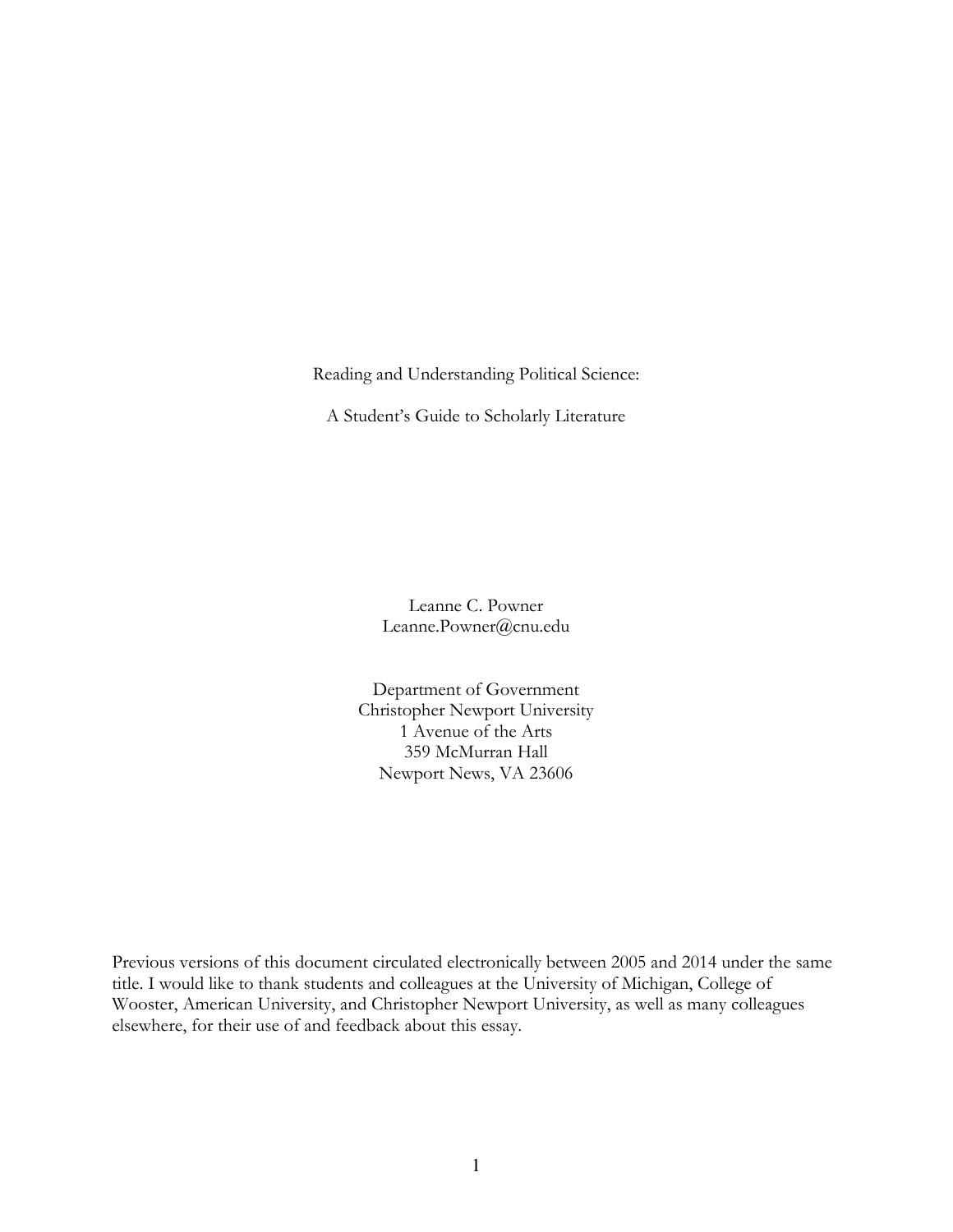# Reading and Understanding Political Science:

## A Student's Guide to Scholarly Literature

Leanne C. Powner
Leanne.Powner@cnu.edu

Department of Government
Christopher Newport University
1 Avenue of the Arts
359 McMurran Hall
Newport News, VA 23606

Previous versions of this document circulated electronically between 2005 and 2014 under the same title. I would like to thank students and colleagues at the University of Michigan, College of Wooster, American University, and Christopher Newport University, as well as many colleagues elsewhere, for their use of and feedback about this essay.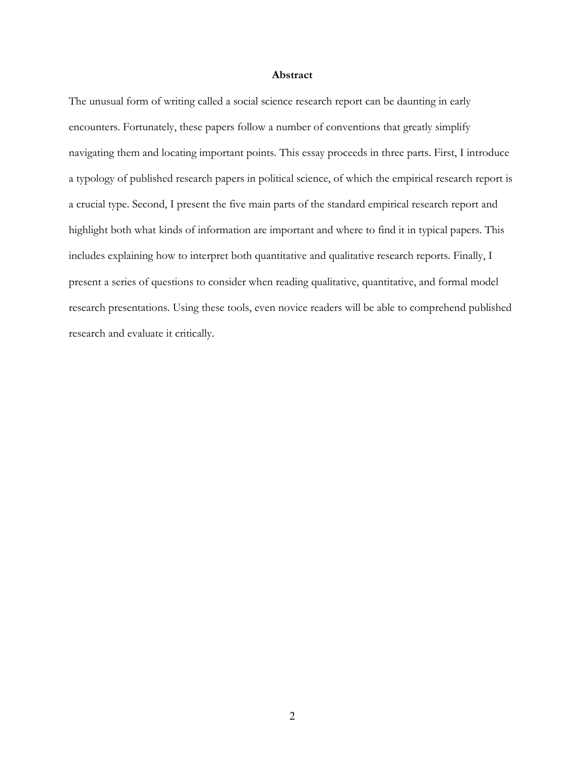## Abstract

The unusual form of writing called a social science research report can be daunting in early encounters. Fortunately, these papers follow a number of conventions that greatly simplify navigating them and locating important points. This essay proceeds in three parts. First, I introduce a typology of published research papers in political science, of which the empirical research report is a crucial type. Second, I present the five main parts of the standard empirical research report and highlight both what kinds of information are important and where to find it in typical papers. This includes explaining how to interpret both quantitative and qualitative research reports. Finally, I present a series of questions to consider when reading qualitative, quantitative, and formal model research presentations. Using these tools, even novice readers will be able to comprehend published research and evaluate it critically.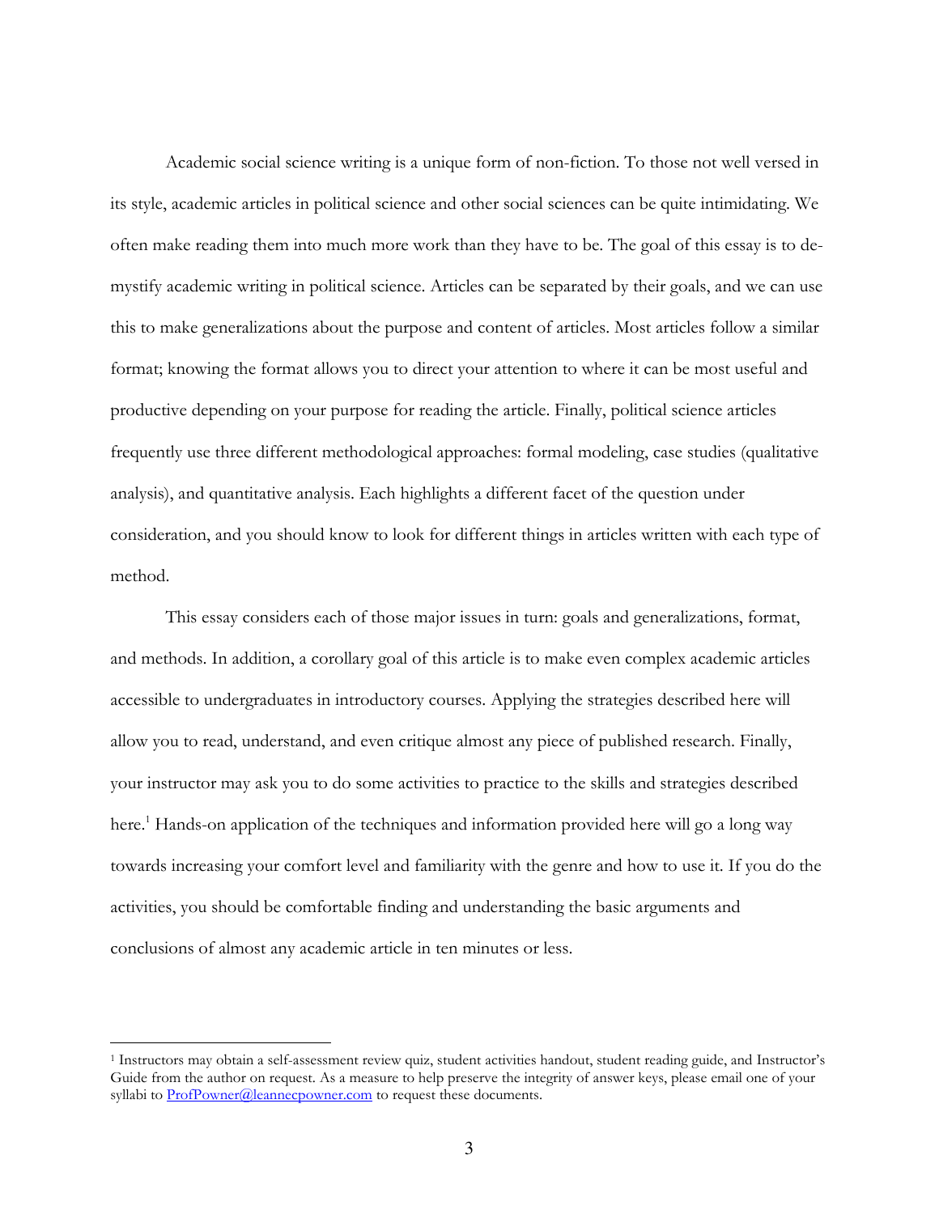Academic social science writing is a unique form of non-fiction. To those not well versed in its style, academic articles in political science and other social sciences can be quite intimidating. We often make reading them into much more work than they have to be. The goal of this essay is to de-mystify academic writing in political science. Articles can be separated by their goals, and we can use this to make generalizations about the purpose and content of articles. Most articles follow a similar format; knowing the format allows you to direct your attention to where it can be most useful and productive depending on your purpose for reading the article. Finally, political science articles frequently use three different methodological approaches: formal modeling, case studies (qualitative analysis), and quantitative analysis. Each highlights a different facet of the question under consideration, and you should know to look for different things in articles written with each type of method.

This essay considers each of those major issues in turn: goals and generalizations, format, and methods. In addition, a corollary goal of this article is to make even complex academic articles accessible to undergraduates in introductory courses. Applying the strategies described here will allow you to read, understand, and even critique almost any piece of published research. Finally, your instructor may ask you to do some activities to practice to the skills and strategies described here.[1] Hands-on application of the techniques and information provided here will go a long way towards increasing your comfort level and familiarity with the genre and how to use it. If you do the activities, you should be comfortable finding and understanding the basic arguments and conclusions of almost any academic article in ten minutes or less.

---

[1] Instructors may obtain a self-assessment review quiz, student activities handout, student reading guide, and Instructor's Guide from the author on request. As a measure to help preserve the integrity of answer keys, please email one of your syllabi to ProfPowner@leannecpowner.com to request these documents.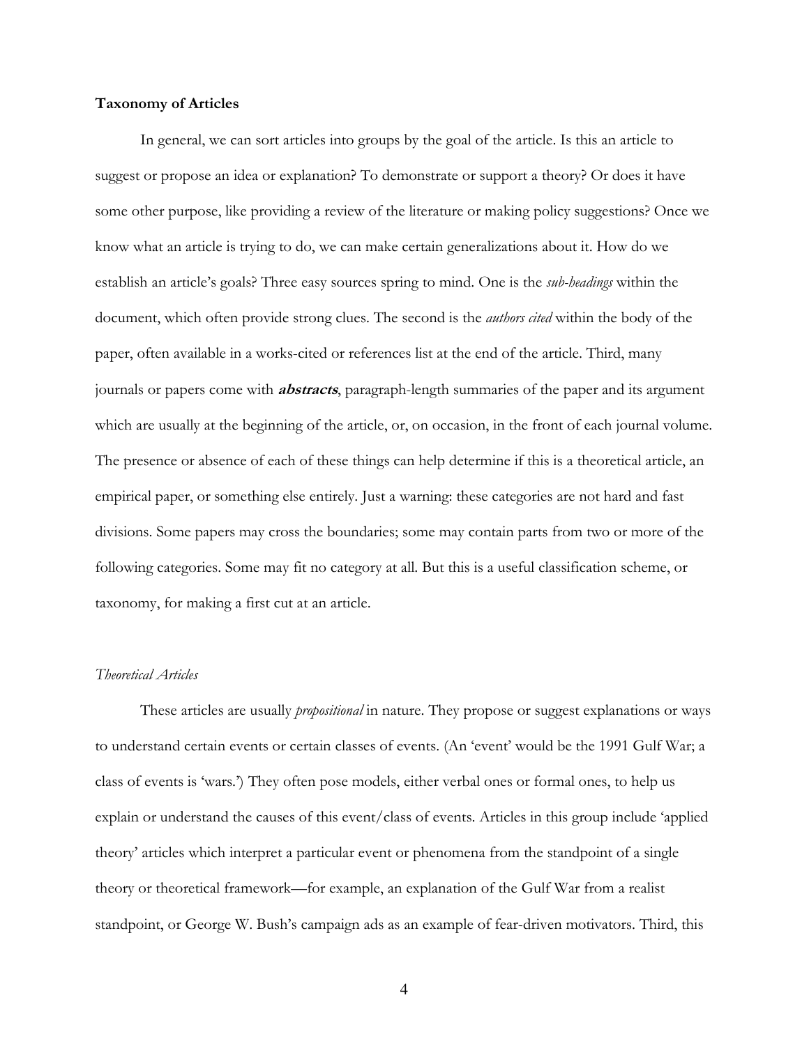**Taxonomy of Articles**

In general, we can sort articles into groups by the goal of the article. Is this an article to suggest or propose an idea or explanation? To demonstrate or support a theory? Or does it have some other purpose, like providing a review of the literature or making policy suggestions? Once we know what an article is trying to do, we can make certain generalizations about it. How do we establish an article's goals? Three easy sources spring to mind. One is the *sub-headings* within the document, which often provide strong clues. The second is the *authors cited* within the body of the paper, often available in a works-cited or references list at the end of the article. Third, many journals or papers come with ***abstracts***, paragraph-length summaries of the paper and its argument which are usually at the beginning of the article, or, on occasion, in the front of each journal volume. The presence or absence of each of these things can help determine if this is a theoretical article, an empirical paper, or something else entirely. Just a warning: these categories are not hard and fast divisions. Some papers may cross the boundaries; some may contain parts from two or more of the following categories. Some may fit no category at all. But this is a useful classification scheme, or taxonomy, for making a first cut at an article.

*Theoretical Articles*

These articles are usually *propositional* in nature. They propose or suggest explanations or ways to understand certain events or certain classes of events. (An 'event' would be the 1991 Gulf War; a class of events is 'wars.') They often pose models, either verbal ones or formal ones, to help us explain or understand the causes of this event/class of events. Articles in this group include 'applied theory' articles which interpret a particular event or phenomena from the standpoint of a single theory or theoretical framework—for example, an explanation of the Gulf War from a realist standpoint, or George W. Bush's campaign ads as an example of fear-driven motivators. Third, this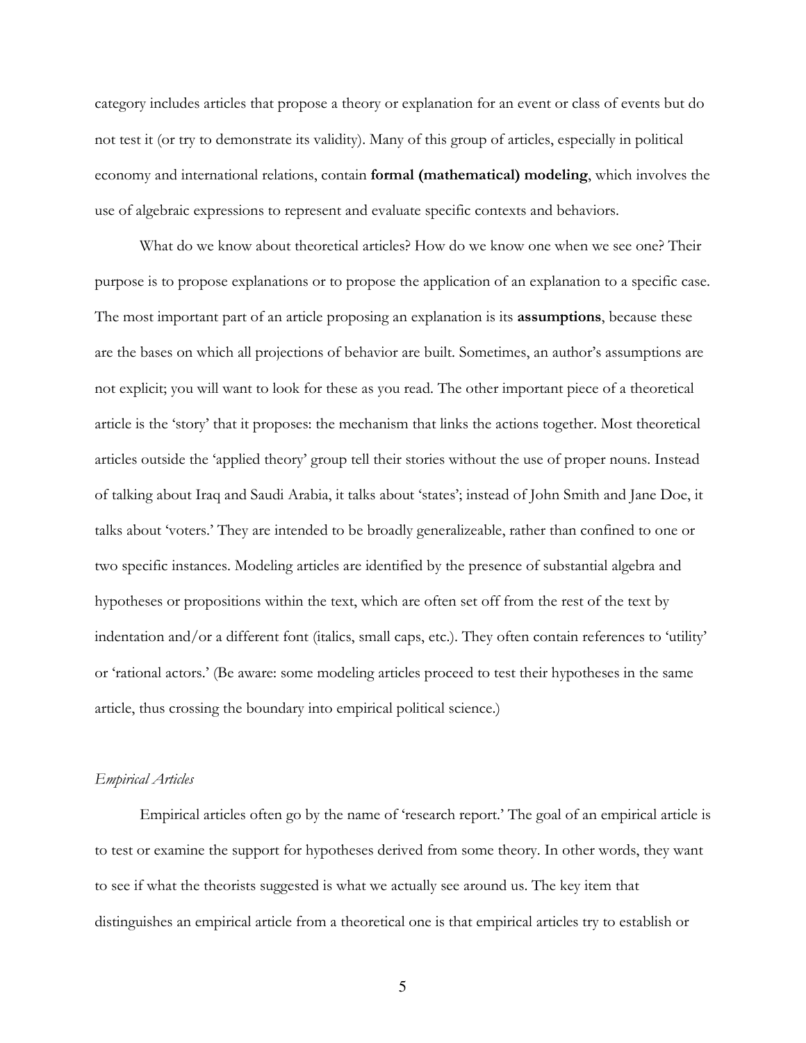category includes articles that propose a theory or explanation for an event or class of events but do not test it (or try to demonstrate its validity). Many of this group of articles, especially in political economy and international relations, contain **formal (mathematical) modeling**, which involves the use of algebraic expressions to represent and evaluate specific contexts and behaviors.

What do we know about theoretical articles? How do we know one when we see one? Their purpose is to propose explanations or to propose the application of an explanation to a specific case. The most important part of an article proposing an explanation is its **assumptions**, because these are the bases on which all projections of behavior are built. Sometimes, an author's assumptions are not explicit; you will want to look for these as you read. The other important piece of a theoretical article is the 'story' that it proposes: the mechanism that links the actions together. Most theoretical articles outside the 'applied theory' group tell their stories without the use of proper nouns. Instead of talking about Iraq and Saudi Arabia, it talks about 'states'; instead of John Smith and Jane Doe, it talks about 'voters.' They are intended to be broadly generalizeable, rather than confined to one or two specific instances. Modeling articles are identified by the presence of substantial algebra and hypotheses or propositions within the text, which are often set off from the rest of the text by indentation and/or a different font (italics, small caps, etc.). They often contain references to 'utility' or 'rational actors.' (Be aware: some modeling articles proceed to test their hypotheses in the same article, thus crossing the boundary into empirical political science.)

*Empirical Articles*

Empirical articles often go by the name of 'research report.' The goal of an empirical article is to test or examine the support for hypotheses derived from some theory. In other words, they want to see if what the theorists suggested is what we actually see around us. The key item that distinguishes an empirical article from a theoretical one is that empirical articles try to establish or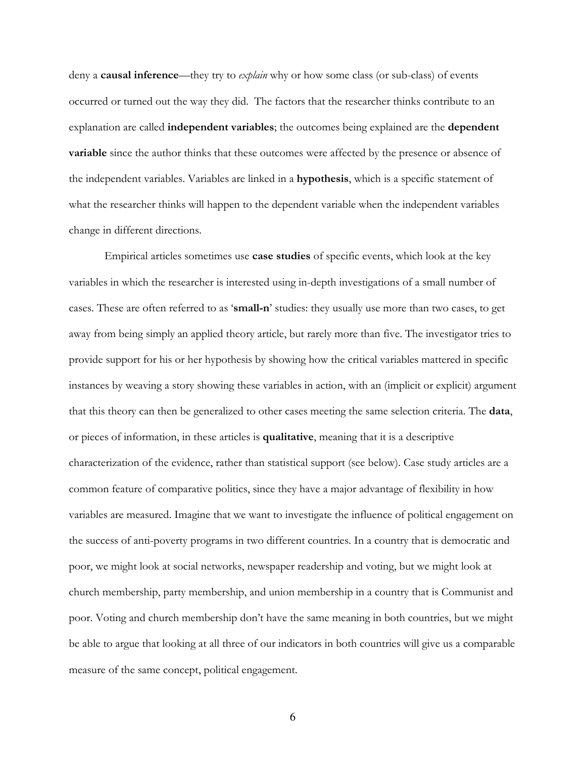deny a **causal inference**—they try to *explain* why or how some class (or sub-class) of events occurred or turned out the way they did. The factors that the researcher thinks contribute to an explanation are called **independent variables**; the outcomes being explained are the **dependent variable** since the author thinks that these outcomes were affected by the presence or absence of the independent variables. Variables are linked in a **hypothesis**, which is a specific statement of what the researcher thinks will happen to the dependent variable when the independent variables change in different directions.

Empirical articles sometimes use **case studies** of specific events, which look at the key variables in which the researcher is interested using in-depth investigations of a small number of cases. These are often referred to as '**small-n**' studies: they usually use more than two cases, to get away from being simply an applied theory article, but rarely more than five. The investigator tries to provide support for his or her hypothesis by showing how the critical variables mattered in specific instances by weaving a story showing these variables in action, with an (implicit or explicit) argument that this theory can then be generalized to other cases meeting the same selection criteria. The **data**, or pieces of information, in these articles is **qualitative**, meaning that it is a descriptive characterization of the evidence, rather than statistical support (see below). Case study articles are a common feature of comparative politics, since they have a major advantage of flexibility in how variables are measured. Imagine that we want to investigate the influence of political engagement on the success of anti-poverty programs in two different countries. In a country that is democratic and poor, we might look at social networks, newspaper readership and voting, but we might look at church membership, party membership, and union membership in a country that is Communist and poor. Voting and church membership don't have the same meaning in both countries, but we might be able to argue that looking at all three of our indicators in both countries will give us a comparable measure of the same concept, political engagement.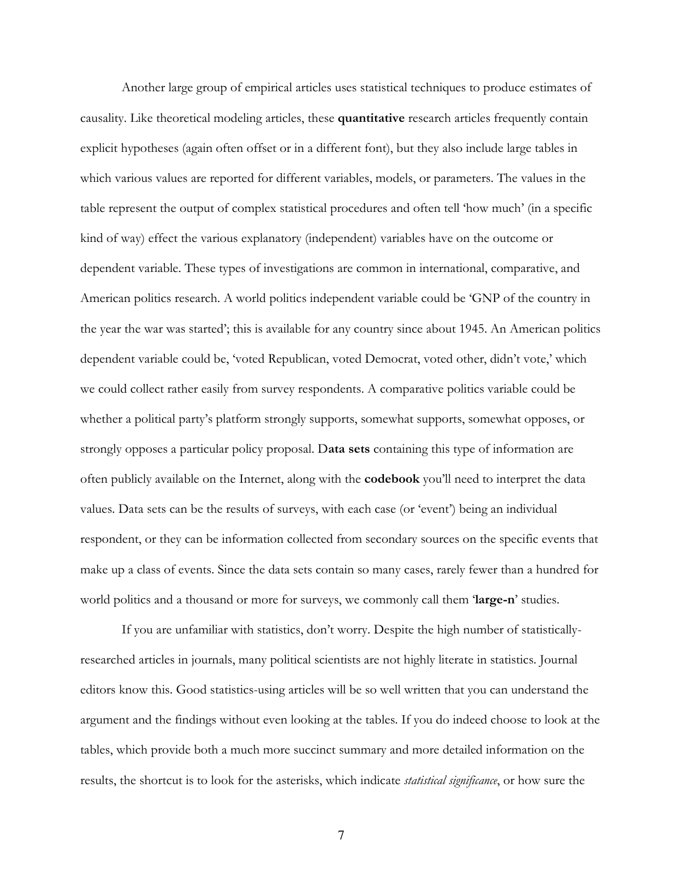Another large group of empirical articles uses statistical techniques to produce estimates of causality. Like theoretical modeling articles, these **quantitative** research articles frequently contain explicit hypotheses (again often offset or in a different font), but they also include large tables in which various values are reported for different variables, models, or parameters. The values in the table represent the output of complex statistical procedures and often tell 'how much' (in a specific kind of way) effect the various explanatory (independent) variables have on the outcome or dependent variable. These types of investigations are common in international, comparative, and American politics research. A world politics independent variable could be 'GNP of the country in the year the war was started'; this is available for any country since about 1945. An American politics dependent variable could be, 'voted Republican, voted Democrat, voted other, didn't vote,' which we could collect rather easily from survey respondents. A comparative politics variable could be whether a political party's platform strongly supports, somewhat supports, somewhat opposes, or strongly opposes a particular policy proposal. D**ata sets** containing this type of information are often publicly available on the Internet, along with the **codebook** you'll need to interpret the data values. Data sets can be the results of surveys, with each case (or 'event') being an individual respondent, or they can be information collected from secondary sources on the specific events that make up a class of events. Since the data sets contain so many cases, rarely fewer than a hundred for world politics and a thousand or more for surveys, we commonly call them '**large-n**' studies.

If you are unfamiliar with statistics, don't worry. Despite the high number of statistically-researched articles in journals, many political scientists are not highly literate in statistics. Journal editors know this. Good statistics-using articles will be so well written that you can understand the argument and the findings without even looking at the tables. If you do indeed choose to look at the tables, which provide both a much more succinct summary and more detailed information on the results, the shortcut is to look for the asterisks, which indicate *statistical significance*, or how sure the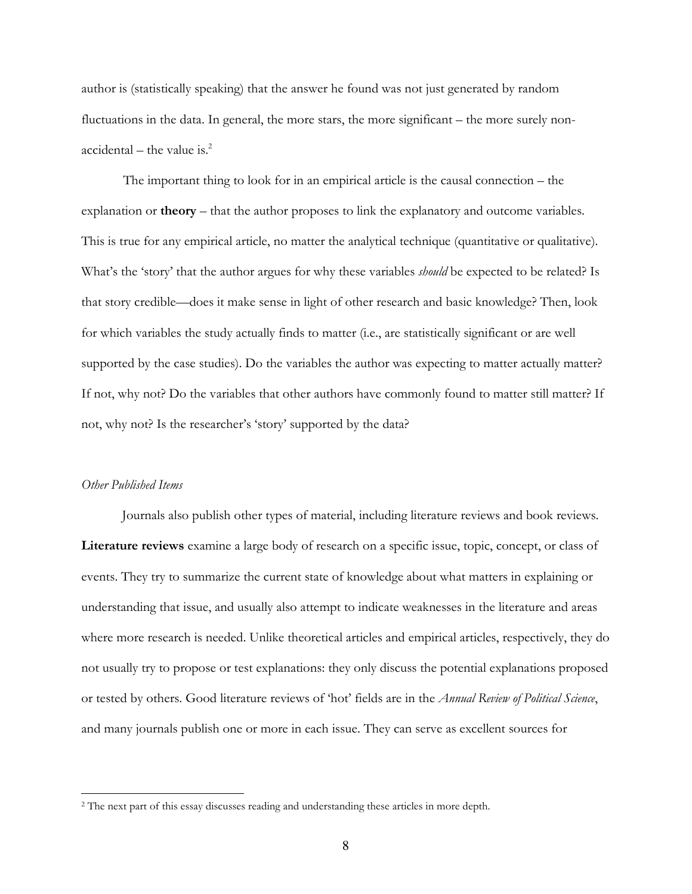author is (statistically speaking) that the answer he found was not just generated by random fluctuations in the data. In general, the more stars, the more significant – the more surely non-accidental – the value is.[2]

The important thing to look for in an empirical article is the causal connection – the explanation or **theory** – that the author proposes to link the explanatory and outcome variables. This is true for any empirical article, no matter the analytical technique (quantitative or qualitative). What's the 'story' that the author argues for why these variables *should* be expected to be related? Is that story credible—does it make sense in light of other research and basic knowledge? Then, look for which variables the study actually finds to matter (i.e., are statistically significant or are well supported by the case studies). Do the variables the author was expecting to matter actually matter? If not, why not? Do the variables that other authors have commonly found to matter still matter? If not, why not? Is the researcher's 'story' supported by the data?

*Other Published Items*

Journals also publish other types of material, including literature reviews and book reviews. **Literature reviews** examine a large body of research on a specific issue, topic, concept, or class of events. They try to summarize the current state of knowledge about what matters in explaining or understanding that issue, and usually also attempt to indicate weaknesses in the literature and areas where more research is needed. Unlike theoretical articles and empirical articles, respectively, they do not usually try to propose or test explanations: they only discuss the potential explanations proposed or tested by others. Good literature reviews of 'hot' fields are in the *Annual Review of Political Science*, and many journals publish one or more in each issue. They can serve as excellent sources for

---

[2] The next part of this essay discusses reading and understanding these articles in more depth.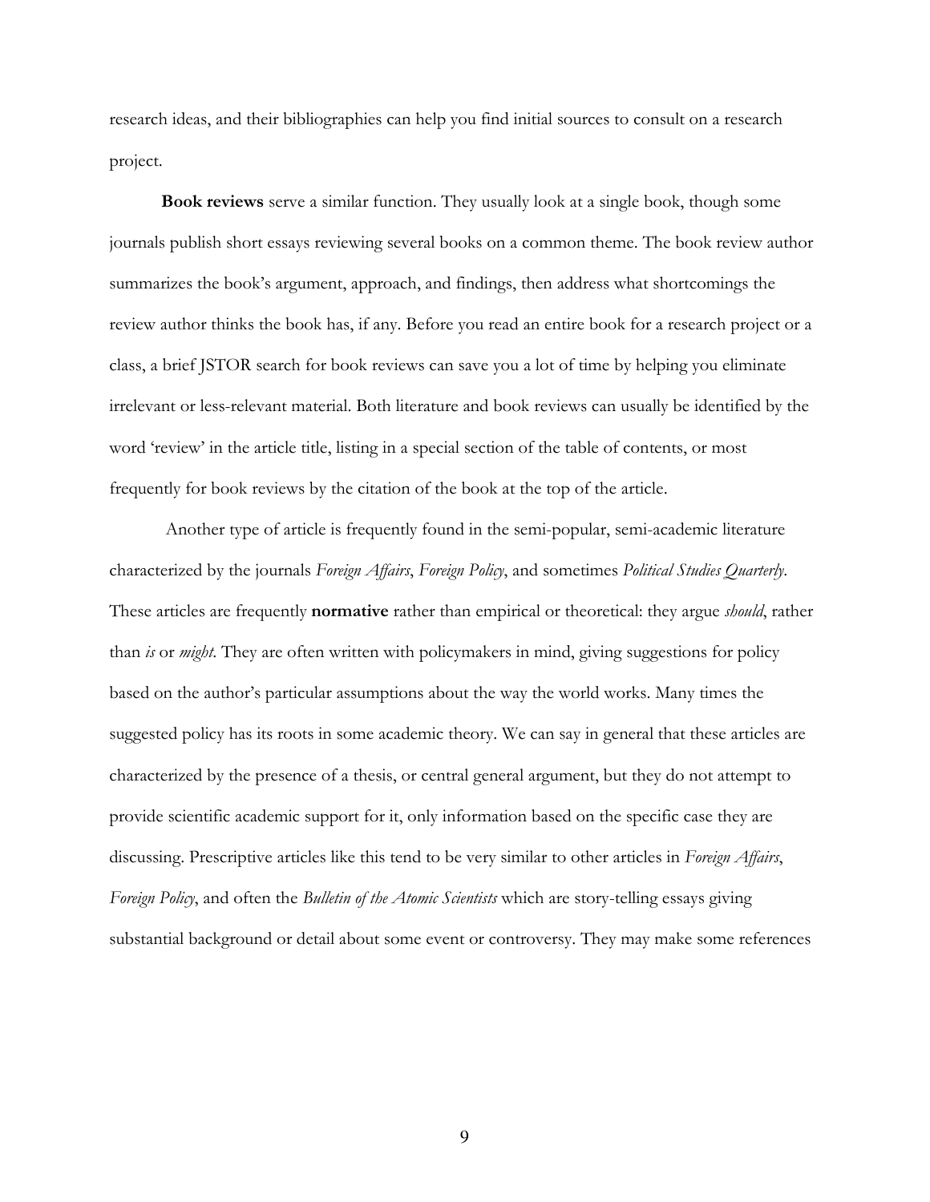research ideas, and their bibliographies can help you find initial sources to consult on a research project.

**Book reviews** serve a similar function. They usually look at a single book, though some journals publish short essays reviewing several books on a common theme. The book review author summarizes the book's argument, approach, and findings, then address what shortcomings the review author thinks the book has, if any. Before you read an entire book for a research project or a class, a brief JSTOR search for book reviews can save you a lot of time by helping you eliminate irrelevant or less-relevant material. Both literature and book reviews can usually be identified by the word 'review' in the article title, listing in a special section of the table of contents, or most frequently for book reviews by the citation of the book at the top of the article.

Another type of article is frequently found in the semi-popular, semi-academic literature characterized by the journals *Foreign Affairs*, *Foreign Policy*, and sometimes *Political Studies Quarterly*. These articles are frequently **normative** rather than empirical or theoretical: they argue *should*, rather than *is* or *might*. They are often written with policymakers in mind, giving suggestions for policy based on the author's particular assumptions about the way the world works. Many times the suggested policy has its roots in some academic theory. We can say in general that these articles are characterized by the presence of a thesis, or central general argument, but they do not attempt to provide scientific academic support for it, only information based on the specific case they are discussing. Prescriptive articles like this tend to be very similar to other articles in *Foreign Affairs*, *Foreign Policy*, and often the *Bulletin of the Atomic Scientists* which are story-telling essays giving substantial background or detail about some event or controversy. They may make some references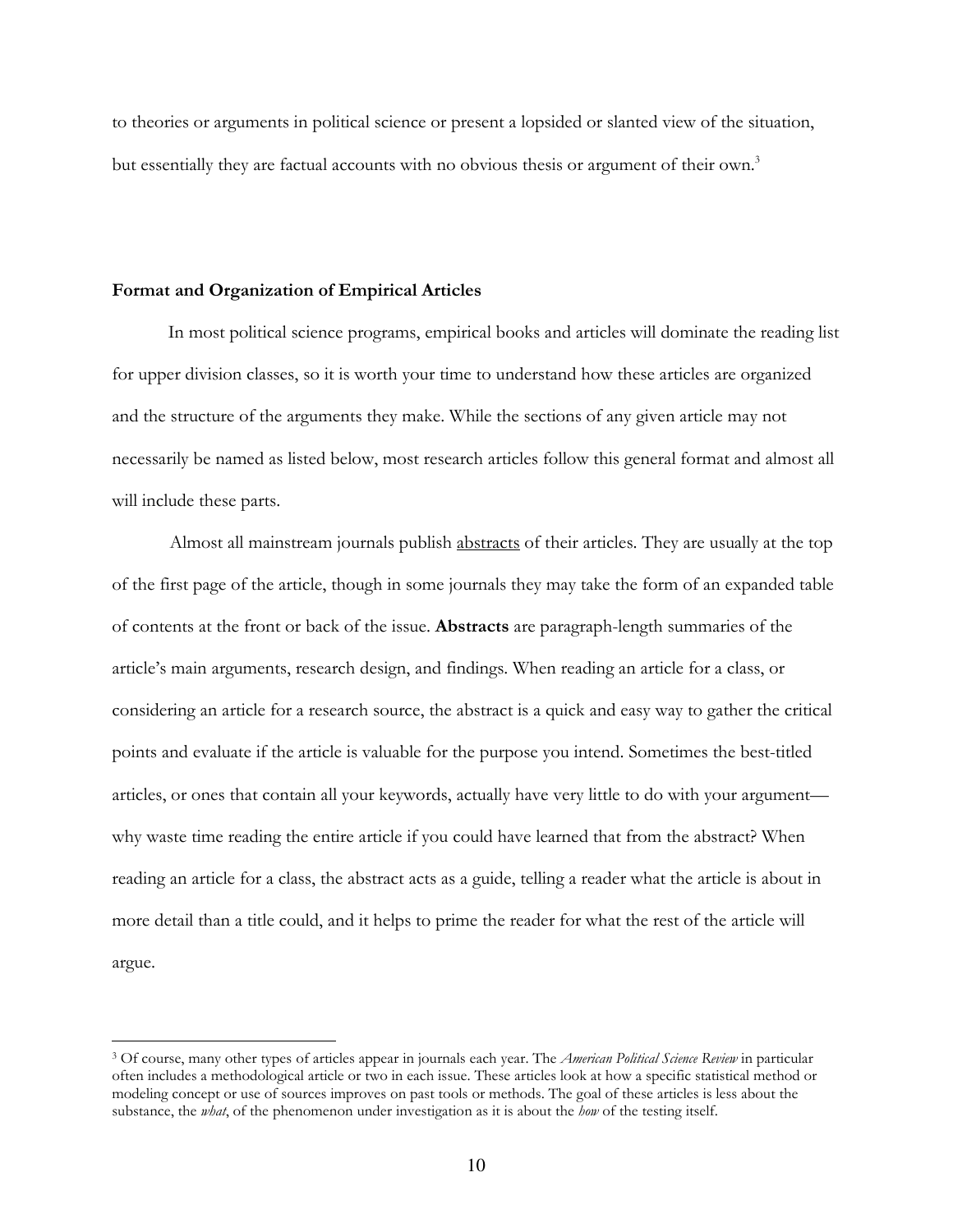to theories or arguments in political science or present a lopsided or slanted view of the situation, but essentially they are factual accounts with no obvious thesis or argument of their own.[3]

## Format and Organization of Empirical Articles

In most political science programs, empirical books and articles will dominate the reading list for upper division classes, so it is worth your time to understand how these articles are organized and the structure of the arguments they make. While the sections of any given article may not necessarily be named as listed below, most research articles follow this general format and almost all will include these parts.

Almost all mainstream journals publish <u>abstracts</u> of their articles. They are usually at the top of the first page of the article, though in some journals they may take the form of an expanded table of contents at the front or back of the issue. **Abstracts** are paragraph-length summaries of the article's main arguments, research design, and findings. When reading an article for a class, or considering an article for a research source, the abstract is a quick and easy way to gather the critical points and evaluate if the article is valuable for the purpose you intend. Sometimes the best-titled articles, or ones that contain all your keywords, actually have very little to do with your argument—why waste time reading the entire article if you could have learned that from the abstract? When reading an article for a class, the abstract acts as a guide, telling a reader what the article is about in more detail than a title could, and it helps to prime the reader for what the rest of the article will argue.

---

[3] Of course, many other types of articles appear in journals each year. The *American Political Science Review* in particular often includes a methodological article or two in each issue. These articles look at how a specific statistical method or modeling concept or use of sources improves on past tools or methods. The goal of these articles is less about the substance, the *what*, of the phenomenon under investigation as it is about the *how* of the testing itself.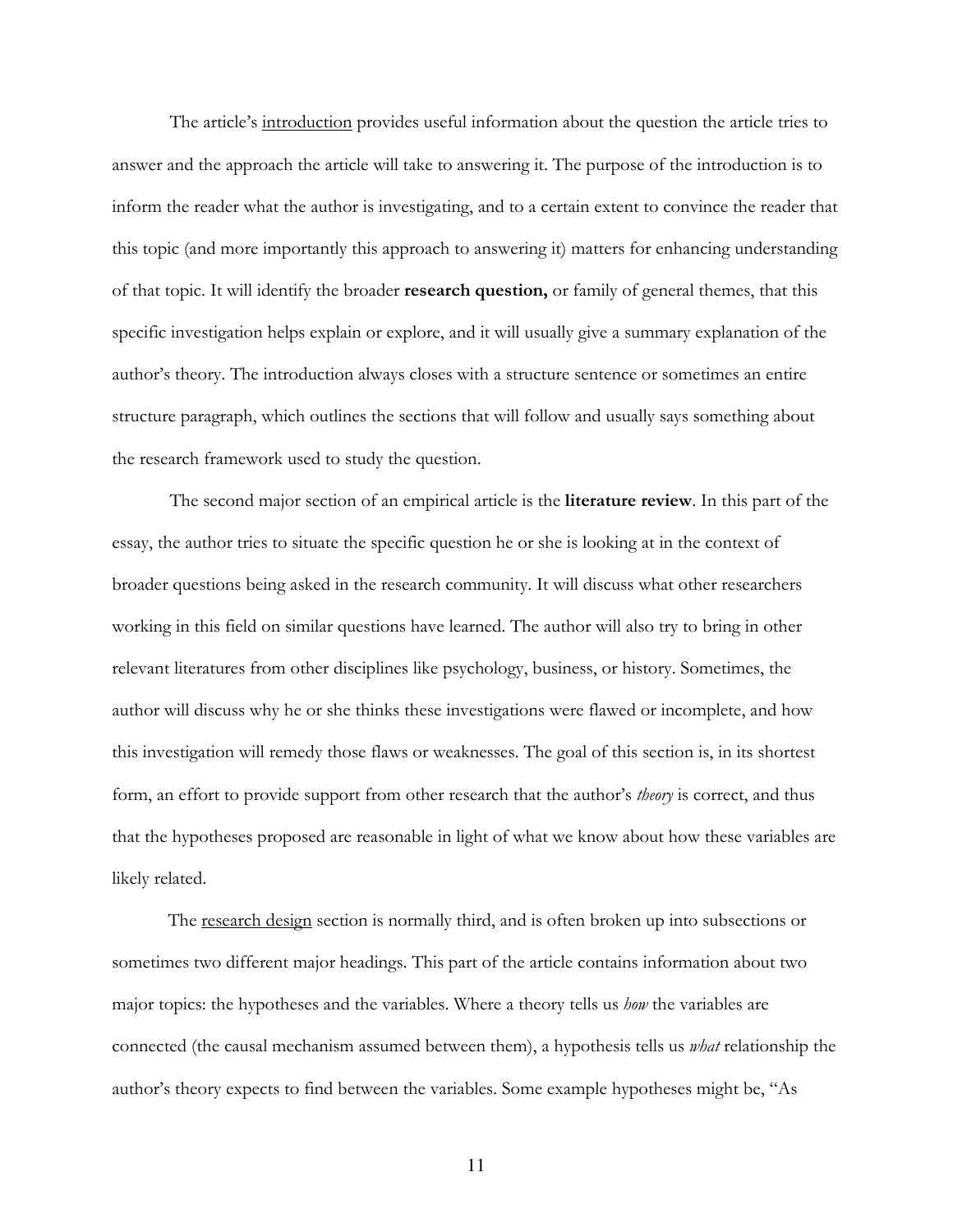The article's <u>introduction</u> provides useful information about the question the article tries to answer and the approach the article will take to answering it. The purpose of the introduction is to inform the reader what the author is investigating, and to a certain extent to convince the reader that this topic (and more importantly this approach to answering it) matters for enhancing understanding of that topic. It will identify the broader **research question,** or family of general themes, that this specific investigation helps explain or explore, and it will usually give a summary explanation of the author's theory. The introduction always closes with a structure sentence or sometimes an entire structure paragraph, which outlines the sections that will follow and usually says something about the research framework used to study the question.

The second major section of an empirical article is the **literature review**. In this part of the essay, the author tries to situate the specific question he or she is looking at in the context of broader questions being asked in the research community. It will discuss what other researchers working in this field on similar questions have learned. The author will also try to bring in other relevant literatures from other disciplines like psychology, business, or history. Sometimes, the author will discuss why he or she thinks these investigations were flawed or incomplete, and how this investigation will remedy those flaws or weaknesses. The goal of this section is, in its shortest form, an effort to provide support from other research that the author's *theory* is correct, and thus that the hypotheses proposed are reasonable in light of what we know about how these variables are likely related.

The <u>research design</u> section is normally third, and is often broken up into subsections or sometimes two different major headings. This part of the article contains information about two major topics: the hypotheses and the variables. Where a theory tells us *how* the variables are connected (the causal mechanism assumed between them), a hypothesis tells us *what* relationship the author's theory expects to find between the variables. Some example hypotheses might be, "As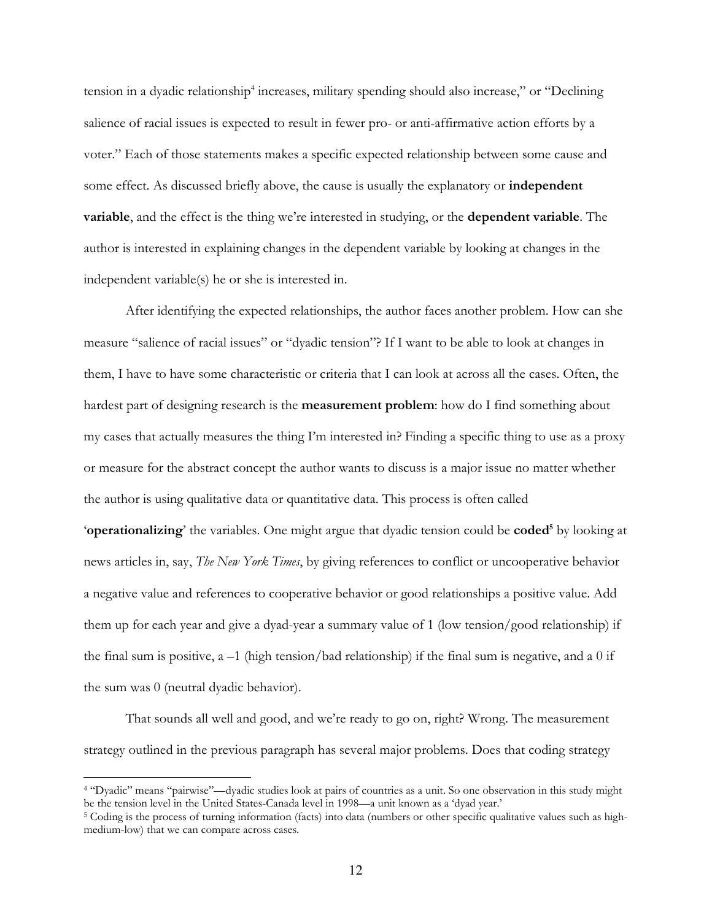tension in a dyadic relationship[4] increases, military spending should also increase," or "Declining salience of racial issues is expected to result in fewer pro- or anti-affirmative action efforts by a voter." Each of those statements makes a specific expected relationship between some cause and some effect. As discussed briefly above, the cause is usually the explanatory or **independent variable**, and the effect is the thing we're interested in studying, or the **dependent variable**. The author is interested in explaining changes in the dependent variable by looking at changes in the independent variable(s) he or she is interested in.

After identifying the expected relationships, the author faces another problem. How can she measure "salience of racial issues" or "dyadic tension"? If I want to be able to look at changes in them, I have to have some characteristic or criteria that I can look at across all the cases. Often, the hardest part of designing research is the **measurement problem**: how do I find something about my cases that actually measures the thing I'm interested in? Finding a specific thing to use as a proxy or measure for the abstract concept the author wants to discuss is a major issue no matter whether the author is using qualitative data or quantitative data. This process is often called '**operationalizing**' the variables. One might argue that dyadic tension could be **coded**[5] by looking at news articles in, say, *The New York Times*, by giving references to conflict or uncooperative behavior a negative value and references to cooperative behavior or good relationships a positive value. Add them up for each year and give a dyad-year a summary value of 1 (low tension/good relationship) if the final sum is positive, a –1 (high tension/bad relationship) if the final sum is negative, and a 0 if the sum was 0 (neutral dyadic behavior).

That sounds all well and good, and we're ready to go on, right? Wrong. The measurement strategy outlined in the previous paragraph has several major problems. Does that coding strategy

---

[4] "Dyadic" means "pairwise"—dyadic studies look at pairs of countries as a unit. So one observation in this study might be the tension level in the United States-Canada level in 1998—a unit known as a 'dyad year.'

[5] Coding is the process of turning information (facts) into data (numbers or other specific qualitative values such as high-medium-low) that we can compare across cases.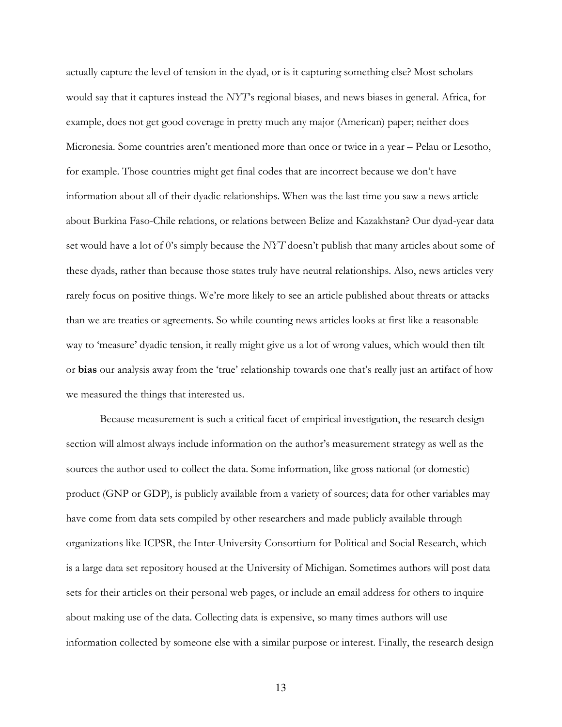actually capture the level of tension in the dyad, or is it capturing something else? Most scholars would say that it captures instead the *NYT*'s regional biases, and news biases in general. Africa, for example, does not get good coverage in pretty much any major (American) paper; neither does Micronesia. Some countries aren't mentioned more than once or twice in a year – Pelau or Lesotho, for example. Those countries might get final codes that are incorrect because we don't have information about all of their dyadic relationships. When was the last time you saw a news article about Burkina Faso-Chile relations, or relations between Belize and Kazakhstan? Our dyad-year data set would have a lot of 0's simply because the *NYT* doesn't publish that many articles about some of these dyads, rather than because those states truly have neutral relationships. Also, news articles very rarely focus on positive things. We're more likely to see an article published about threats or attacks than we are treaties or agreements. So while counting news articles looks at first like a reasonable way to 'measure' dyadic tension, it really might give us a lot of wrong values, which would then tilt or **bias** our analysis away from the 'true' relationship towards one that's really just an artifact of how we measured the things that interested us.

Because measurement is such a critical facet of empirical investigation, the research design section will almost always include information on the author's measurement strategy as well as the sources the author used to collect the data. Some information, like gross national (or domestic) product (GNP or GDP), is publicly available from a variety of sources; data for other variables may have come from data sets compiled by other researchers and made publicly available through organizations like ICPSR, the Inter-University Consortium for Political and Social Research, which is a large data set repository housed at the University of Michigan. Sometimes authors will post data sets for their articles on their personal web pages, or include an email address for others to inquire about making use of the data. Collecting data is expensive, so many times authors will use information collected by someone else with a similar purpose or interest. Finally, the research design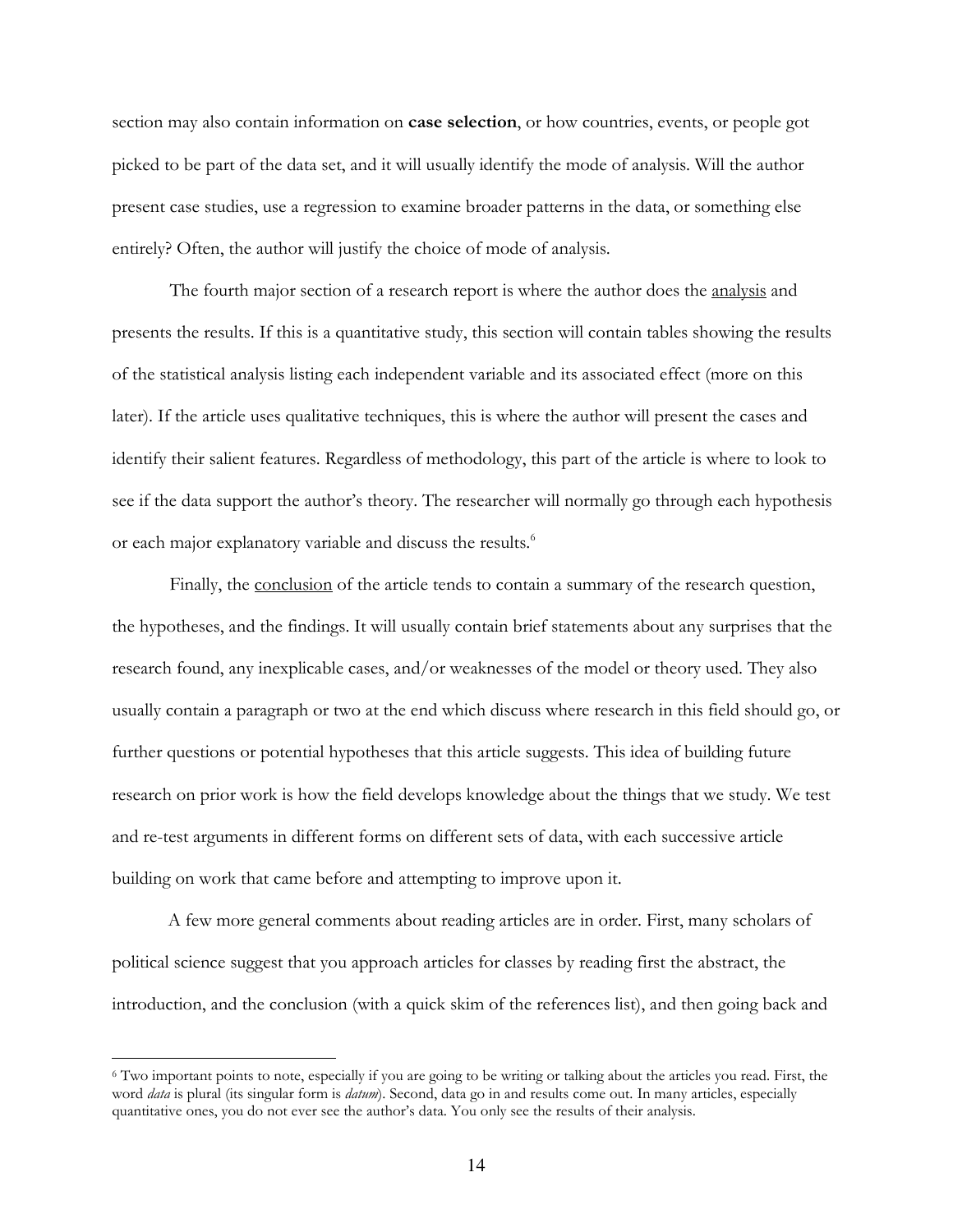section may also contain information on **case selection**, or how countries, events, or people got picked to be part of the data set, and it will usually identify the mode of analysis. Will the author present case studies, use a regression to examine broader patterns in the data, or something else entirely? Often, the author will justify the choice of mode of analysis.

The fourth major section of a research report is where the author does the analysis and presents the results. If this is a quantitative study, this section will contain tables showing the results of the statistical analysis listing each independent variable and its associated effect (more on this later). If the article uses qualitative techniques, this is where the author will present the cases and identify their salient features. Regardless of methodology, this part of the article is where to look to see if the data support the author's theory. The researcher will normally go through each hypothesis or each major explanatory variable and discuss the results.[6]

Finally, the conclusion of the article tends to contain a summary of the research question, the hypotheses, and the findings. It will usually contain brief statements about any surprises that the research found, any inexplicable cases, and/or weaknesses of the model or theory used. They also usually contain a paragraph or two at the end which discuss where research in this field should go, or further questions or potential hypotheses that this article suggests. This idea of building future research on prior work is how the field develops knowledge about the things that we study. We test and re-test arguments in different forms on different sets of data, with each successive article building on work that came before and attempting to improve upon it.

A few more general comments about reading articles are in order. First, many scholars of political science suggest that you approach articles for classes by reading first the abstract, the introduction, and the conclusion (with a quick skim of the references list), and then going back and

---

[6] Two important points to note, especially if you are going to be writing or talking about the articles you read. First, the word *data* is plural (its singular form is *datum*). Second, data go in and results come out. In many articles, especially quantitative ones, you do not ever see the author's data. You only see the results of their analysis.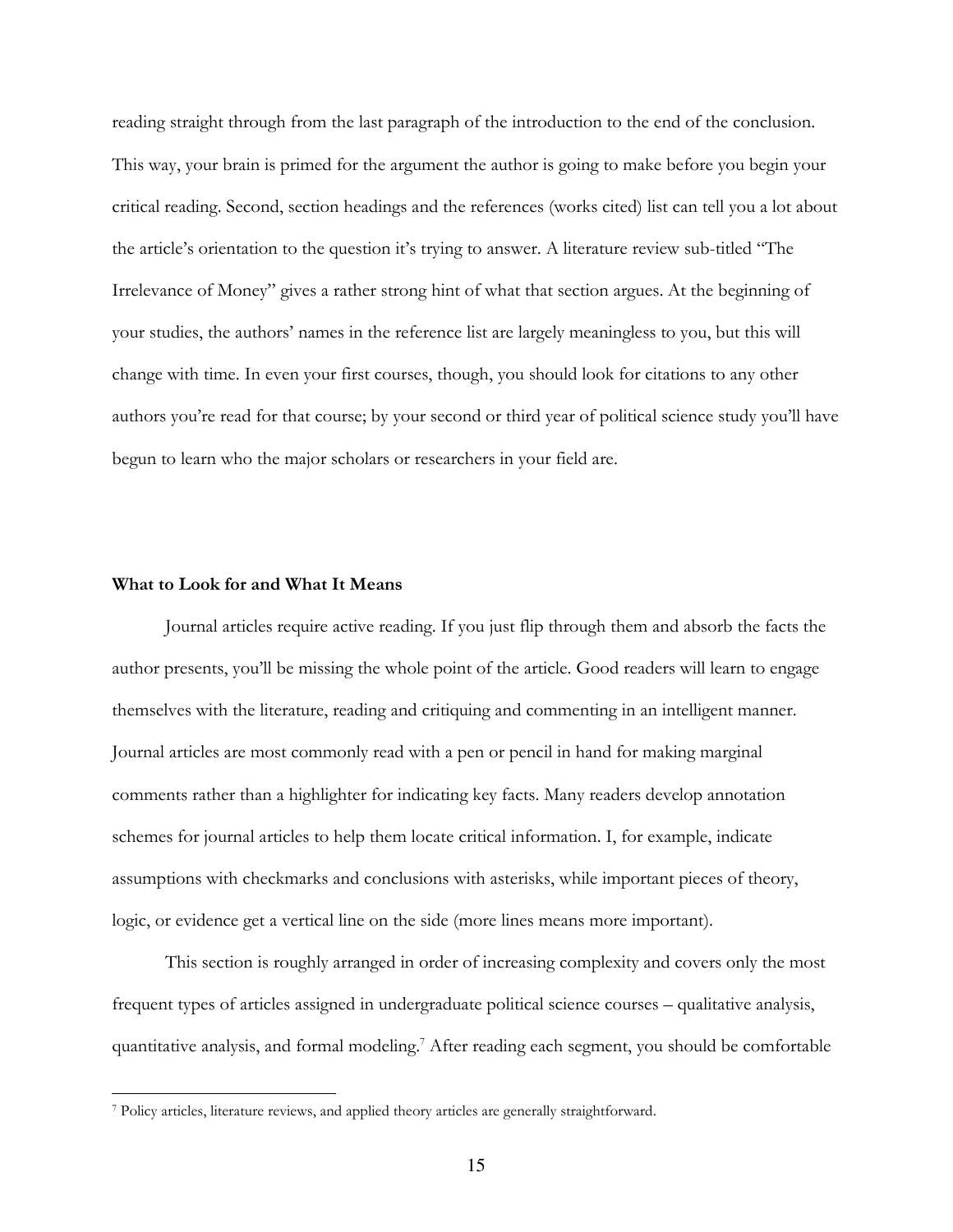reading straight through from the last paragraph of the introduction to the end of the conclusion. This way, your brain is primed for the argument the author is going to make before you begin your critical reading. Second, section headings and the references (works cited) list can tell you a lot about the article's orientation to the question it's trying to answer. A literature review sub-titled "The Irrelevance of Money" gives a rather strong hint of what that section argues. At the beginning of your studies, the authors' names in the reference list are largely meaningless to you, but this will change with time. In even your first courses, though, you should look for citations to any other authors you're read for that course; by your second or third year of political science study you'll have begun to learn who the major scholars or researchers in your field are.

**What to Look for and What It Means**

Journal articles require active reading. If you just flip through them and absorb the facts the author presents, you'll be missing the whole point of the article. Good readers will learn to engage themselves with the literature, reading and critiquing and commenting in an intelligent manner. Journal articles are most commonly read with a pen or pencil in hand for making marginal comments rather than a highlighter for indicating key facts. Many readers develop annotation schemes for journal articles to help them locate critical information. I, for example, indicate assumptions with checkmarks and conclusions with asterisks, while important pieces of theory, logic, or evidence get a vertical line on the side (more lines means more important).

This section is roughly arranged in order of increasing complexity and covers only the most frequent types of articles assigned in undergraduate political science courses – qualitative analysis, quantitative analysis, and formal modeling.[7] After reading each segment, you should be comfortable

[7] Policy articles, literature reviews, and applied theory articles are generally straightforward.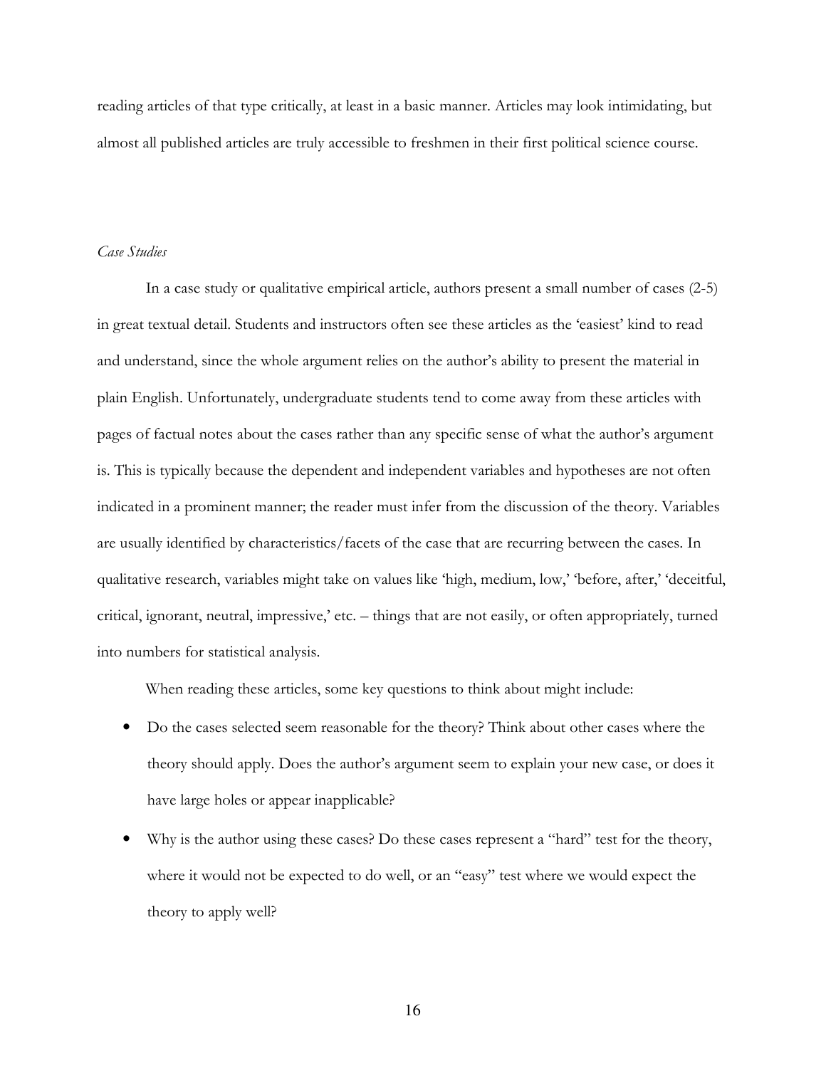reading articles of that type critically, at least in a basic manner. Articles may look intimidating, but almost all published articles are truly accessible to freshmen in their first political science course.

### *Case Studies*

In a case study or qualitative empirical article, authors present a small number of cases (2-5) in great textual detail. Students and instructors often see these articles as the 'easiest' kind to read and understand, since the whole argument relies on the author's ability to present the material in plain English. Unfortunately, undergraduate students tend to come away from these articles with pages of factual notes about the cases rather than any specific sense of what the author's argument is. This is typically because the dependent and independent variables and hypotheses are not often indicated in a prominent manner; the reader must infer from the discussion of the theory. Variables are usually identified by characteristics/facets of the case that are recurring between the cases. In qualitative research, variables might take on values like 'high, medium, low,' 'before, after,' 'deceitful, critical, ignorant, neutral, impressive,' etc. – things that are not easily, or often appropriately, turned into numbers for statistical analysis.

When reading these articles, some key questions to think about might include:

- Do the cases selected seem reasonable for the theory? Think about other cases where the theory should apply. Does the author's argument seem to explain your new case, or does it have large holes or appear inapplicable?
- Why is the author using these cases? Do these cases represent a "hard" test for the theory, where it would not be expected to do well, or an "easy" test where we would expect the theory to apply well?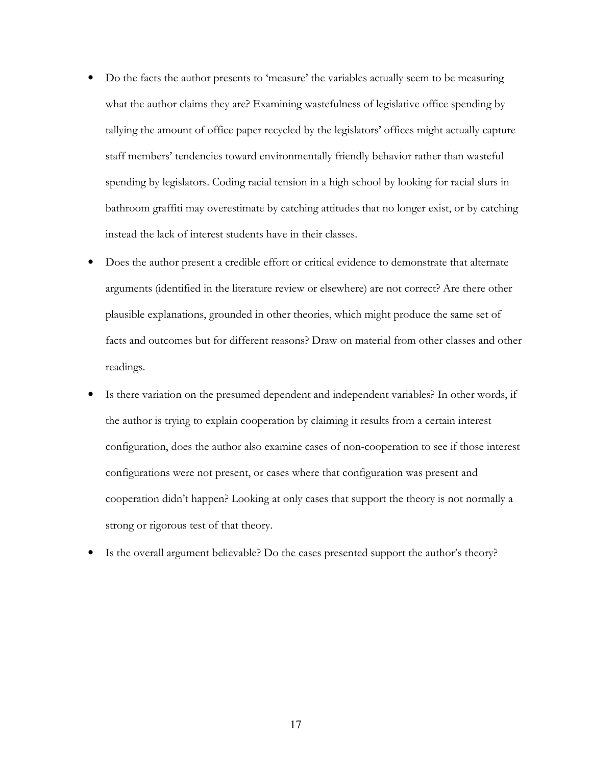- Do the facts the author presents to 'measure' the variables actually seem to be measuring what the author claims they are? Examining wastefulness of legislative office spending by tallying the amount of office paper recycled by the legislators' offices might actually capture staff members' tendencies toward environmentally friendly behavior rather than wasteful spending by legislators. Coding racial tension in a high school by looking for racial slurs in bathroom graffiti may overestimate by catching attitudes that no longer exist, or by catching instead the lack of interest students have in their classes.
- Does the author present a credible effort or critical evidence to demonstrate that alternate arguments (identified in the literature review or elsewhere) are not correct? Are there other plausible explanations, grounded in other theories, which might produce the same set of facts and outcomes but for different reasons? Draw on material from other classes and other readings.
- Is there variation on the presumed dependent and independent variables? In other words, if the author is trying to explain cooperation by claiming it results from a certain interest configuration, does the author also examine cases of non-cooperation to see if those interest configurations were not present, or cases where that configuration was present and cooperation didn't happen? Looking at only cases that support the theory is not normally a strong or rigorous test of that theory.
- Is the overall argument believable? Do the cases presented support the author's theory?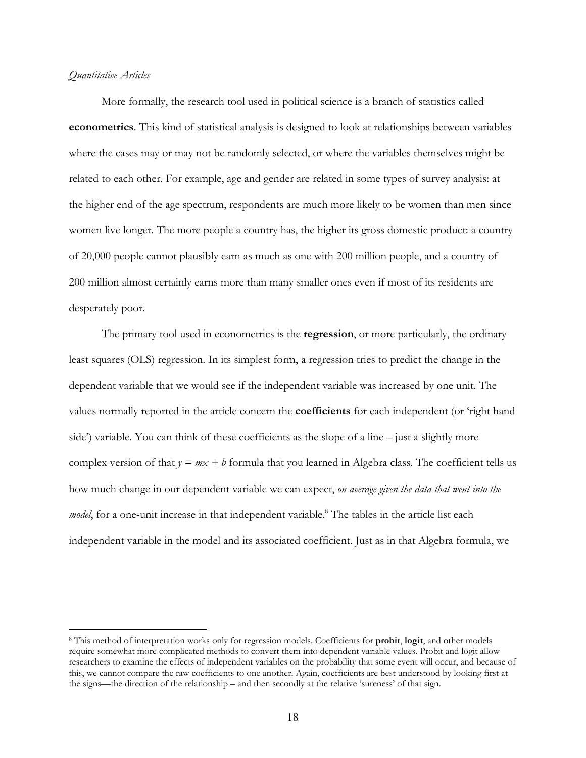*Quantitative Articles*

More formally, the research tool used in political science is a branch of statistics called **econometrics**. This kind of statistical analysis is designed to look at relationships between variables where the cases may or may not be randomly selected, or where the variables themselves might be related to each other. For example, age and gender are related in some types of survey analysis: at the higher end of the age spectrum, respondents are much more likely to be women than men since women live longer. The more people a country has, the higher its gross domestic product: a country of 20,000 people cannot plausibly earn as much as one with 200 million people, and a country of 200 million almost certainly earns more than many smaller ones even if most of its residents are desperately poor.

The primary tool used in econometrics is the **regression**, or more particularly, the ordinary least squares (OLS) regression. In its simplest form, a regression tries to predict the change in the dependent variable that we would see if the independent variable was increased by one unit. The values normally reported in the article concern the **coefficients** for each independent (or 'right hand side') variable. You can think of these coefficients as the slope of a line – just a slightly more complex version of that $y = mx + b$ formula that you learned in Algebra class. The coefficient tells us how much change in our dependent variable we can expect, *on average given the data that went into the model*, for a one-unit increase in that independent variable.[8] The tables in the article list each independent variable in the model and its associated coefficient. Just as in that Algebra formula, we

---

[8] This method of interpretation works only for regression models. Coefficients for **probit**, **logit**, and other models require somewhat more complicated methods to convert them into dependent variable values. Probit and logit allow researchers to examine the effects of independent variables on the probability that some event will occur, and because of this, we cannot compare the raw coefficients to one another. Again, coefficients are best understood by looking first at the signs—the direction of the relationship – and then secondly at the relative 'sureness' of that sign.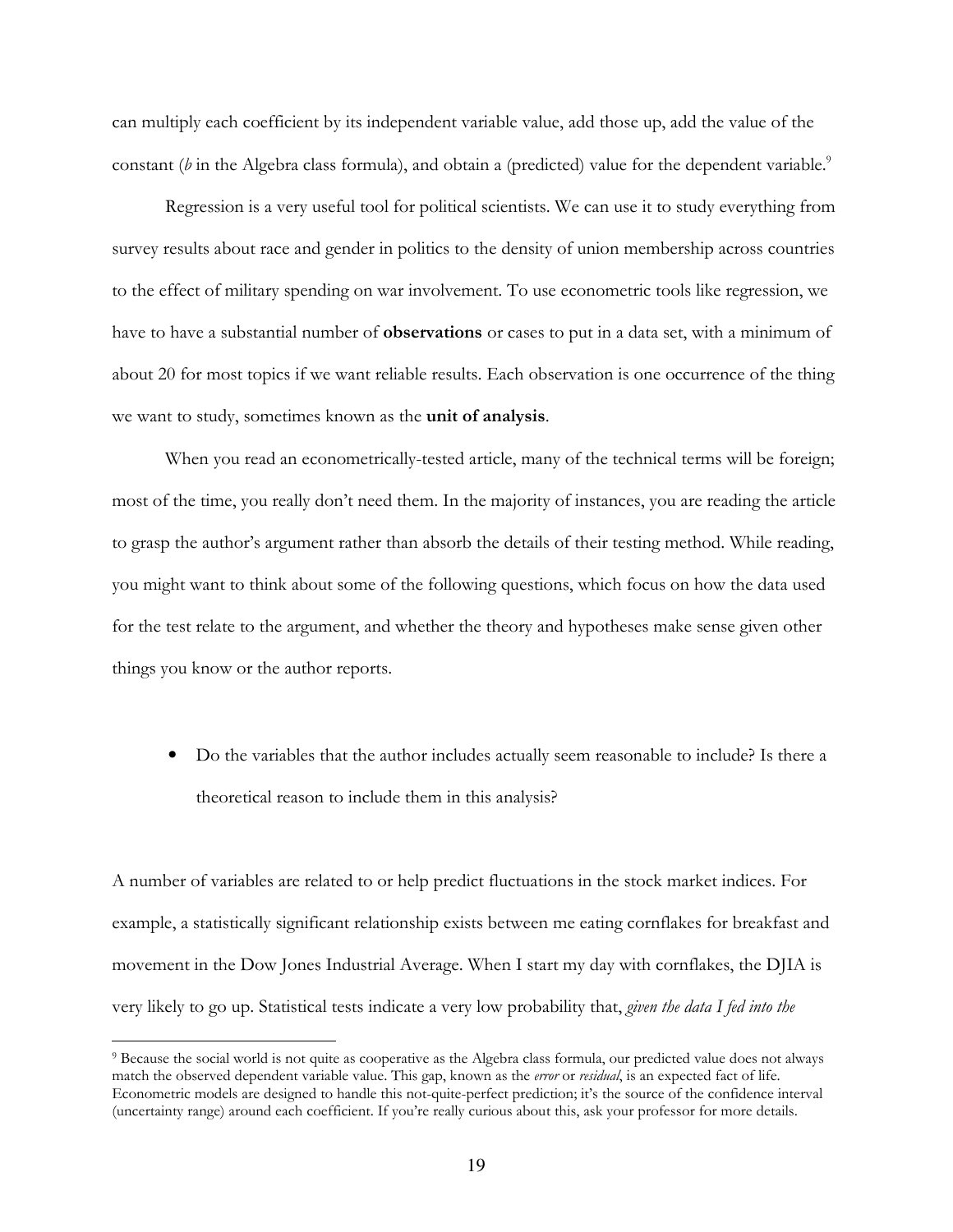can multiply each coefficient by its independent variable value, add those up, add the value of the constant (*b* in the Algebra class formula), and obtain a (predicted) value for the dependent variable.[9]

Regression is a very useful tool for political scientists. We can use it to study everything from survey results about race and gender in politics to the density of union membership across countries to the effect of military spending on war involvement. To use econometric tools like regression, we have to have a substantial number of **observations** or cases to put in a data set, with a minimum of about 20 for most topics if we want reliable results. Each observation is one occurrence of the thing we want to study, sometimes known as the **unit of analysis**.

When you read an econometrically-tested article, many of the technical terms will be foreign; most of the time, you really don't need them. In the majority of instances, you are reading the article to grasp the author's argument rather than absorb the details of their testing method. While reading, you might want to think about some of the following questions, which focus on how the data used for the test relate to the argument, and whether the theory and hypotheses make sense given other things you know or the author reports.

- Do the variables that the author includes actually seem reasonable to include? Is there a theoretical reason to include them in this analysis?

A number of variables are related to or help predict fluctuations in the stock market indices. For example, a statistically significant relationship exists between me eating cornflakes for breakfast and movement in the Dow Jones Industrial Average. When I start my day with cornflakes, the DJIA is very likely to go up. Statistical tests indicate a very low probability that, *given the data I fed into the*

---

[9] Because the social world is not quite as cooperative as the Algebra class formula, our predicted value does not always match the observed dependent variable value. This gap, known as the *error* or *residual*, is an expected fact of life. Econometric models are designed to handle this not-quite-perfect prediction; it's the source of the confidence interval (uncertainty range) around each coefficient. If you're really curious about this, ask your professor for more details.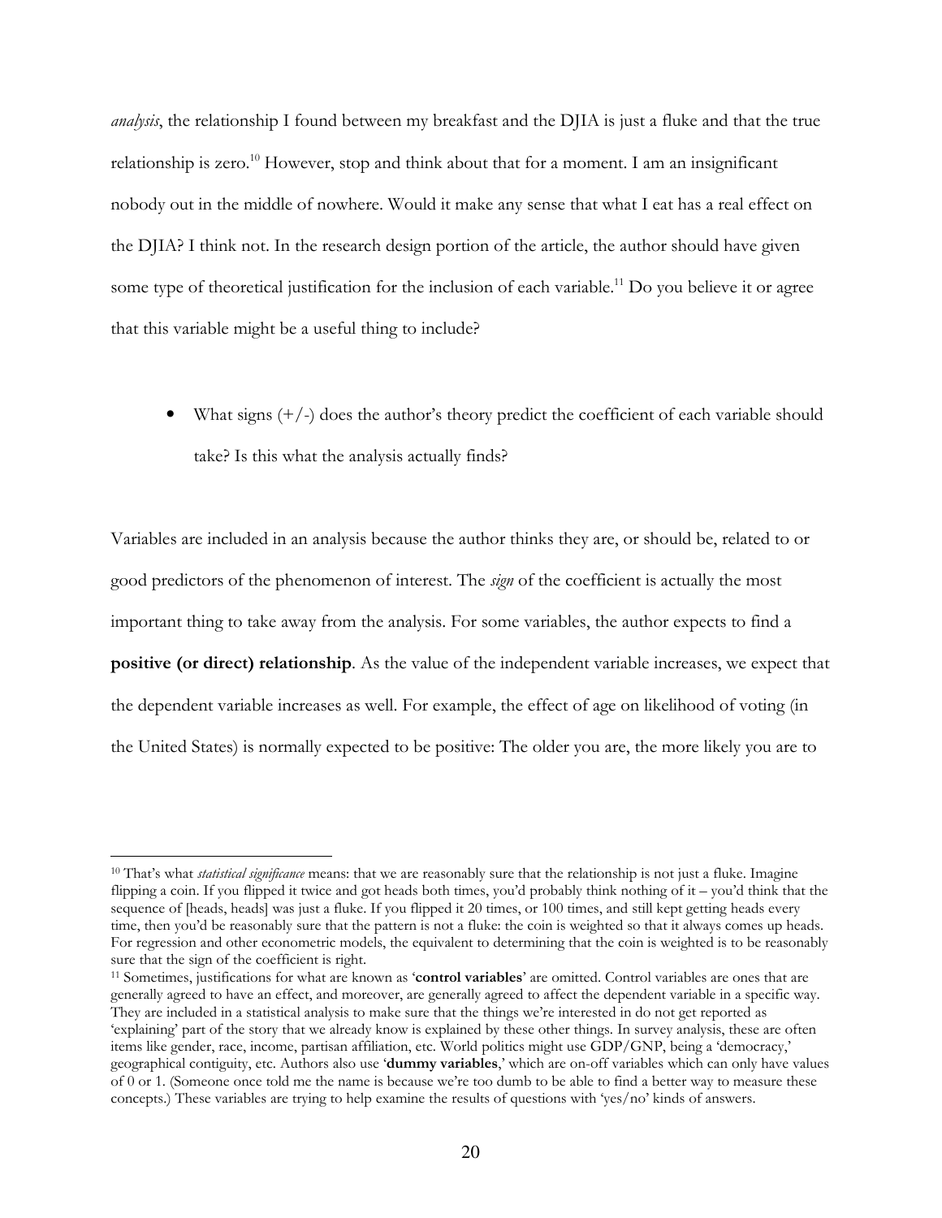*analysis*, the relationship I found between my breakfast and the DJIA is just a fluke and that the true relationship is zero.[10] However, stop and think about that for a moment. I am an insignificant nobody out in the middle of nowhere. Would it make any sense that what I eat has a real effect on the DJIA? I think not. In the research design portion of the article, the author should have given some type of theoretical justification for the inclusion of each variable.[11] Do you believe it or agree that this variable might be a useful thing to include?

- What signs (+/-) does the author's theory predict the coefficient of each variable should take? Is this what the analysis actually finds?

Variables are included in an analysis because the author thinks they are, or should be, related to or good predictors of the phenomenon of interest. The *sign* of the coefficient is actually the most important thing to take away from the analysis. For some variables, the author expects to find a **positive (or direct) relationship**. As the value of the independent variable increases, we expect that the dependent variable increases as well. For example, the effect of age on likelihood of voting (in the United States) is normally expected to be positive: The older you are, the more likely you are to

---

[10] That's what *statistical significance* means: that we are reasonably sure that the relationship is not just a fluke. Imagine flipping a coin. If you flipped it twice and got heads both times, you'd probably think nothing of it – you'd think that the sequence of [heads, heads] was just a fluke. If you flipped it 20 times, or 100 times, and still kept getting heads every time, then you'd be reasonably sure that the pattern is not a fluke: the coin is weighted so that it always comes up heads. For regression and other econometric models, the equivalent to determining that the coin is weighted is to be reasonably sure that the sign of the coefficient is right.

[11] Sometimes, justifications for what are known as '**control variables**' are omitted. Control variables are ones that are generally agreed to have an effect, and moreover, are generally agreed to affect the dependent variable in a specific way. They are included in a statistical analysis to make sure that the things we're interested in do not get reported as 'explaining' part of the story that we already know is explained by these other things. In survey analysis, these are often items like gender, race, income, partisan affiliation, etc. World politics might use GDP/GNP, being a 'democracy,' geographical contiguity, etc. Authors also use '**dummy variables**,' which are on-off variables which can only have values of 0 or 1. (Someone once told me the name is because we're too dumb to be able to find a better way to measure these concepts.) These variables are trying to help examine the results of questions with 'yes/no' kinds of answers.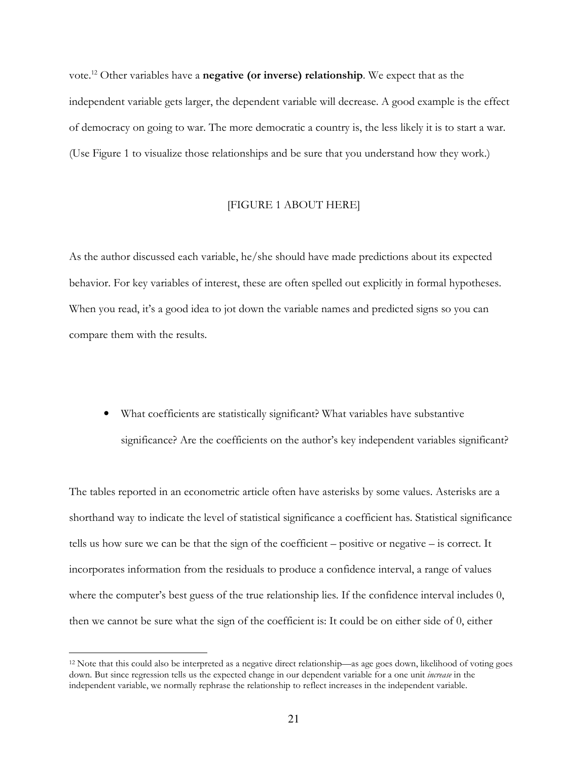vote.[12] Other variables have a **negative (or inverse) relationship**. We expect that as the independent variable gets larger, the dependent variable will decrease. A good example is the effect of democracy on going to war. The more democratic a country is, the less likely it is to start a war. (Use Figure 1 to visualize those relationships and be sure that you understand how they work.)

[FIGURE 1 ABOUT HERE]

As the author discussed each variable, he/she should have made predictions about its expected behavior. For key variables of interest, these are often spelled out explicitly in formal hypotheses. When you read, it's a good idea to jot down the variable names and predicted signs so you can compare them with the results.

- What coefficients are statistically significant? What variables have substantive significance? Are the coefficients on the author's key independent variables significant?

The tables reported in an econometric article often have asterisks by some values. Asterisks are a shorthand way to indicate the level of statistical significance a coefficient has. Statistical significance tells us how sure we can be that the sign of the coefficient – positive or negative – is correct. It incorporates information from the residuals to produce a confidence interval, a range of values where the computer's best guess of the true relationship lies. If the confidence interval includes 0, then we cannot be sure what the sign of the coefficient is: It could be on either side of 0, either

[12] Note that this could also be interpreted as a negative direct relationship—as age goes down, likelihood of voting goes down. But since regression tells us the expected change in our dependent variable for a one unit *increase* in the independent variable, we normally rephrase the relationship to reflect increases in the independent variable.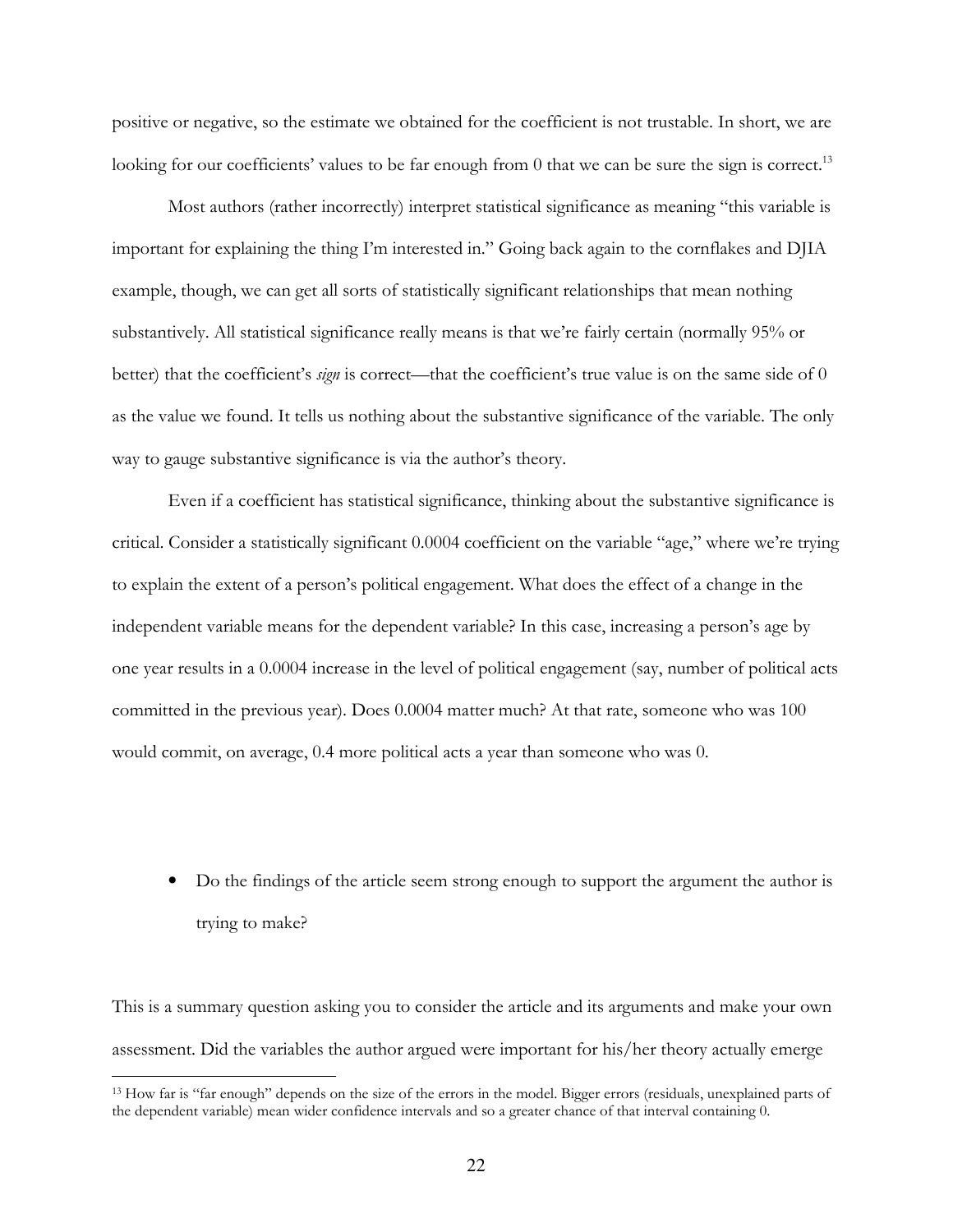positive or negative, so the estimate we obtained for the coefficient is not trustable. In short, we are looking for our coefficients' values to be far enough from 0 that we can be sure the sign is correct.[13]

Most authors (rather incorrectly) interpret statistical significance as meaning "this variable is important for explaining the thing I'm interested in." Going back again to the cornflakes and DJIA example, though, we can get all sorts of statistically significant relationships that mean nothing substantively. All statistical significance really means is that we're fairly certain (normally 95% or better) that the coefficient's *sign* is correct—that the coefficient's true value is on the same side of 0 as the value we found. It tells us nothing about the substantive significance of the variable. The only way to gauge substantive significance is via the author's theory.

Even if a coefficient has statistical significance, thinking about the substantive significance is critical. Consider a statistically significant 0.0004 coefficient on the variable "age," where we're trying to explain the extent of a person's political engagement. What does the effect of a change in the independent variable means for the dependent variable? In this case, increasing a person's age by one year results in a 0.0004 increase in the level of political engagement (say, number of political acts committed in the previous year). Does 0.0004 matter much? At that rate, someone who was 100 would commit, on average, 0.4 more political acts a year than someone who was 0.

- Do the findings of the article seem strong enough to support the argument the author is trying to make?

This is a summary question asking you to consider the article and its arguments and make your own assessment. Did the variables the author argued were important for his/her theory actually emerge

[13] How far is "far enough" depends on the size of the errors in the model. Bigger errors (residuals, unexplained parts of the dependent variable) mean wider confidence intervals and so a greater chance of that interval containing 0.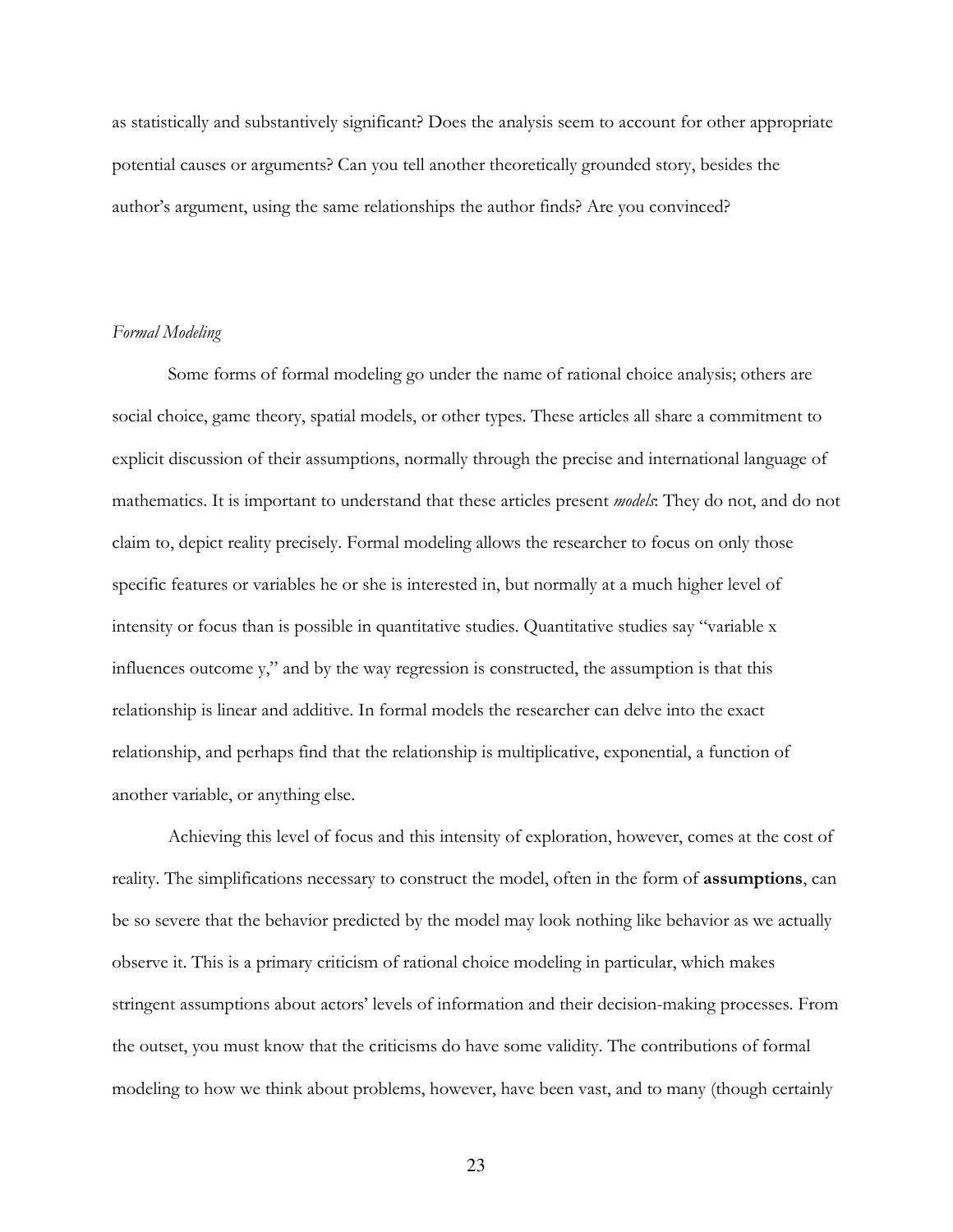as statistically and substantively significant? Does the analysis seem to account for other appropriate potential causes or arguments? Can you tell another theoretically grounded story, besides the author's argument, using the same relationships the author finds? Are you convinced?

### *Formal Modeling*

Some forms of formal modeling go under the name of rational choice analysis; others are social choice, game theory, spatial models, or other types. These articles all share a commitment to explicit discussion of their assumptions, normally through the precise and international language of mathematics. It is important to understand that these articles present *models*: They do not, and do not claim to, depict reality precisely. Formal modeling allows the researcher to focus on only those specific features or variables he or she is interested in, but normally at a much higher level of intensity or focus than is possible in quantitative studies. Quantitative studies say "variable x influences outcome y," and by the way regression is constructed, the assumption is that this relationship is linear and additive. In formal models the researcher can delve into the exact relationship, and perhaps find that the relationship is multiplicative, exponential, a function of another variable, or anything else.

Achieving this level of focus and this intensity of exploration, however, comes at the cost of reality. The simplifications necessary to construct the model, often in the form of **assumptions**, can be so severe that the behavior predicted by the model may look nothing like behavior as we actually observe it. This is a primary criticism of rational choice modeling in particular, which makes stringent assumptions about actors' levels of information and their decision-making processes. From the outset, you must know that the criticisms do have some validity. The contributions of formal modeling to how we think about problems, however, have been vast, and to many (though certainly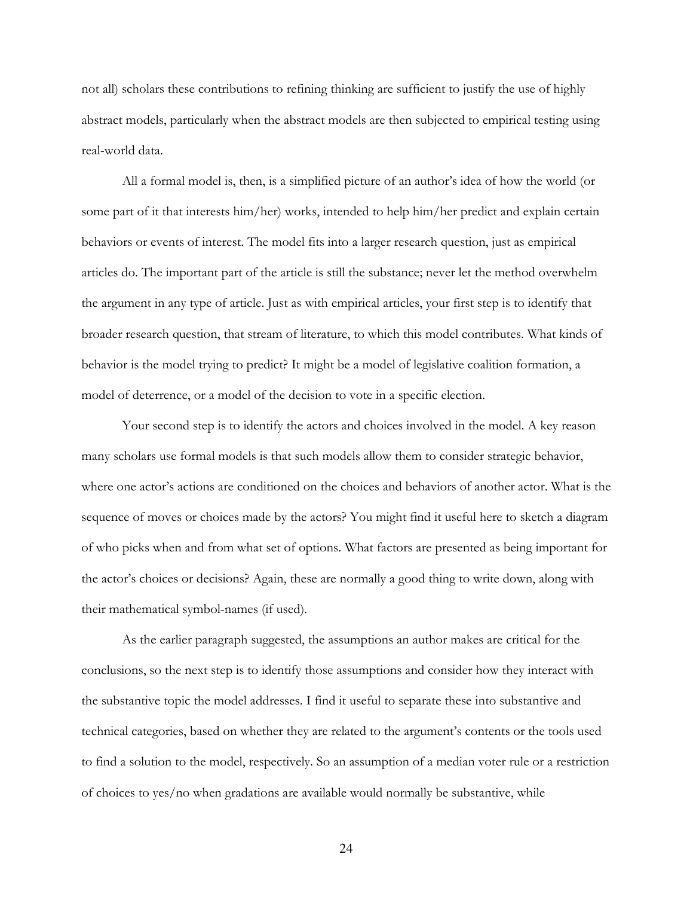not all) scholars these contributions to refining thinking are sufficient to justify the use of highly abstract models, particularly when the abstract models are then subjected to empirical testing using real-world data.

All a formal model is, then, is a simplified picture of an author's idea of how the world (or some part of it that interests him/her) works, intended to help him/her predict and explain certain behaviors or events of interest. The model fits into a larger research question, just as empirical articles do. The important part of the article is still the substance; never let the method overwhelm the argument in any type of article. Just as with empirical articles, your first step is to identify that broader research question, that stream of literature, to which this model contributes. What kinds of behavior is the model trying to predict? It might be a model of legislative coalition formation, a model of deterrence, or a model of the decision to vote in a specific election.

Your second step is to identify the actors and choices involved in the model. A key reason many scholars use formal models is that such models allow them to consider strategic behavior, where one actor's actions are conditioned on the choices and behaviors of another actor. What is the sequence of moves or choices made by the actors? You might find it useful here to sketch a diagram of who picks when and from what set of options. What factors are presented as being important for the actor's choices or decisions? Again, these are normally a good thing to write down, along with their mathematical symbol-names (if used).

As the earlier paragraph suggested, the assumptions an author makes are critical for the conclusions, so the next step is to identify those assumptions and consider how they interact with the substantive topic the model addresses. I find it useful to separate these into substantive and technical categories, based on whether they are related to the argument's contents or the tools used to find a solution to the model, respectively. So an assumption of a median voter rule or a restriction of choices to yes/no when gradations are available would normally be substantive, while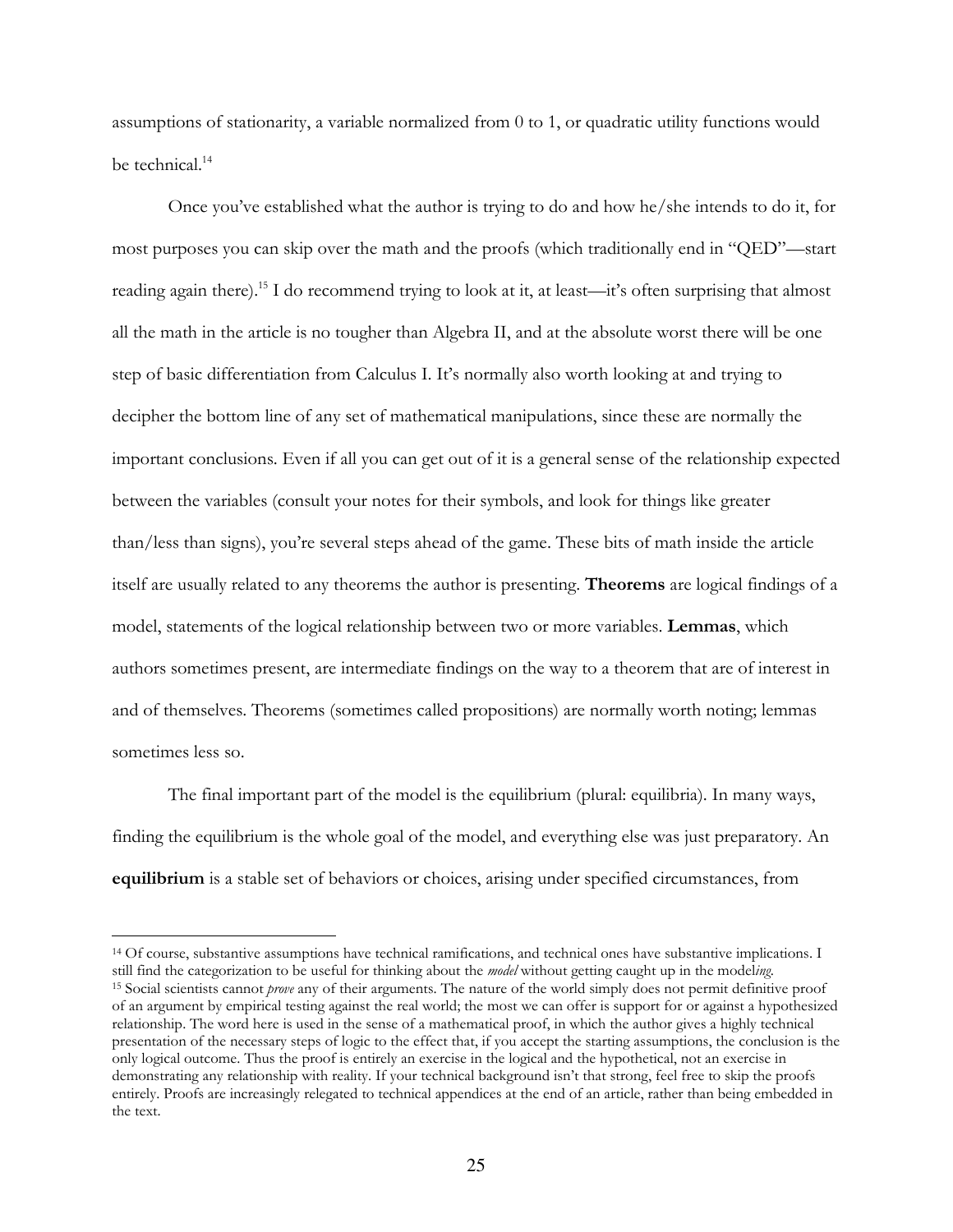assumptions of stationarity, a variable normalized from 0 to 1, or quadratic utility functions would be technical.[14]

Once you've established what the author is trying to do and how he/she intends to do it, for most purposes you can skip over the math and the proofs (which traditionally end in "QED"—start reading again there).[15] I do recommend trying to look at it, at least—it's often surprising that almost all the math in the article is no tougher than Algebra II, and at the absolute worst there will be one step of basic differentiation from Calculus I. It's normally also worth looking at and trying to decipher the bottom line of any set of mathematical manipulations, since these are normally the important conclusions. Even if all you can get out of it is a general sense of the relationship expected between the variables (consult your notes for their symbols, and look for things like greater than/less than signs), you're several steps ahead of the game. These bits of math inside the article itself are usually related to any theorems the author is presenting. **Theorems** are logical findings of a model, statements of the logical relationship between two or more variables. **Lemmas**, which authors sometimes present, are intermediate findings on the way to a theorem that are of interest in and of themselves. Theorems (sometimes called propositions) are normally worth noting; lemmas sometimes less so.

The final important part of the model is the equilibrium (plural: equilibria). In many ways, finding the equilibrium is the whole goal of the model, and everything else was just preparatory. An **equilibrium** is a stable set of behaviors or choices, arising under specified circumstances, from

---

[14] Of course, substantive assumptions have technical ramifications, and technical ones have substantive implications. I still find the categorization to be useful for thinking about the *model* without getting caught up in the model*ing*.

[15] Social scientists cannot *prove* any of their arguments. The nature of the world simply does not permit definitive proof of an argument by empirical testing against the real world; the most we can offer is support for or against a hypothesized relationship. The word here is used in the sense of a mathematical proof, in which the author gives a highly technical presentation of the necessary steps of logic to the effect that, if you accept the starting assumptions, the conclusion is the only logical outcome. Thus the proof is entirely an exercise in the logical and the hypothetical, not an exercise in demonstrating any relationship with reality. If your technical background isn't that strong, feel free to skip the proofs entirely. Proofs are increasingly relegated to technical appendices at the end of an article, rather than being embedded in the text.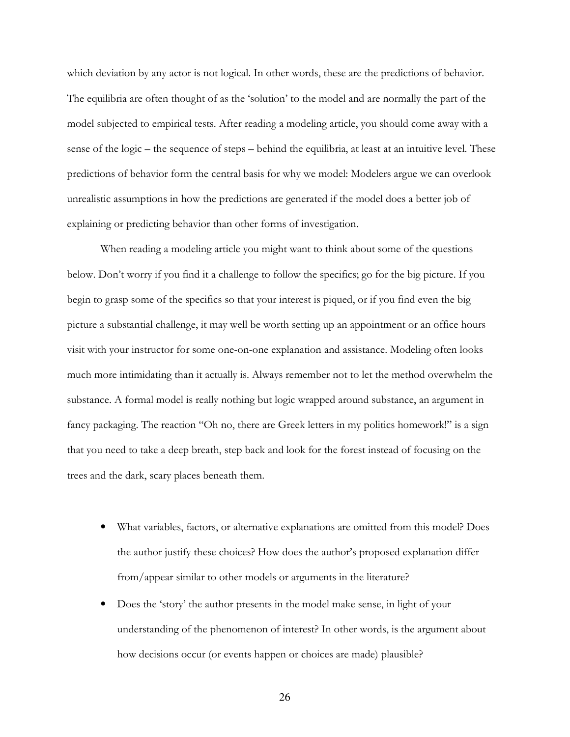which deviation by any actor is not logical. In other words, these are the predictions of behavior. The equilibria are often thought of as the 'solution' to the model and are normally the part of the model subjected to empirical tests. After reading a modeling article, you should come away with a sense of the logic – the sequence of steps – behind the equilibria, at least at an intuitive level. These predictions of behavior form the central basis for why we model: Modelers argue we can overlook unrealistic assumptions in how the predictions are generated if the model does a better job of explaining or predicting behavior than other forms of investigation.

When reading a modeling article you might want to think about some of the questions below. Don't worry if you find it a challenge to follow the specifics; go for the big picture. If you begin to grasp some of the specifics so that your interest is piqued, or if you find even the big picture a substantial challenge, it may well be worth setting up an appointment or an office hours visit with your instructor for some one-on-one explanation and assistance. Modeling often looks much more intimidating than it actually is. Always remember not to let the method overwhelm the substance. A formal model is really nothing but logic wrapped around substance, an argument in fancy packaging. The reaction "Oh no, there are Greek letters in my politics homework!" is a sign that you need to take a deep breath, step back and look for the forest instead of focusing on the trees and the dark, scary places beneath them.

- What variables, factors, or alternative explanations are omitted from this model? Does the author justify these choices? How does the author's proposed explanation differ from/appear similar to other models or arguments in the literature?
- Does the 'story' the author presents in the model make sense, in light of your understanding of the phenomenon of interest? In other words, is the argument about how decisions occur (or events happen or choices are made) plausible?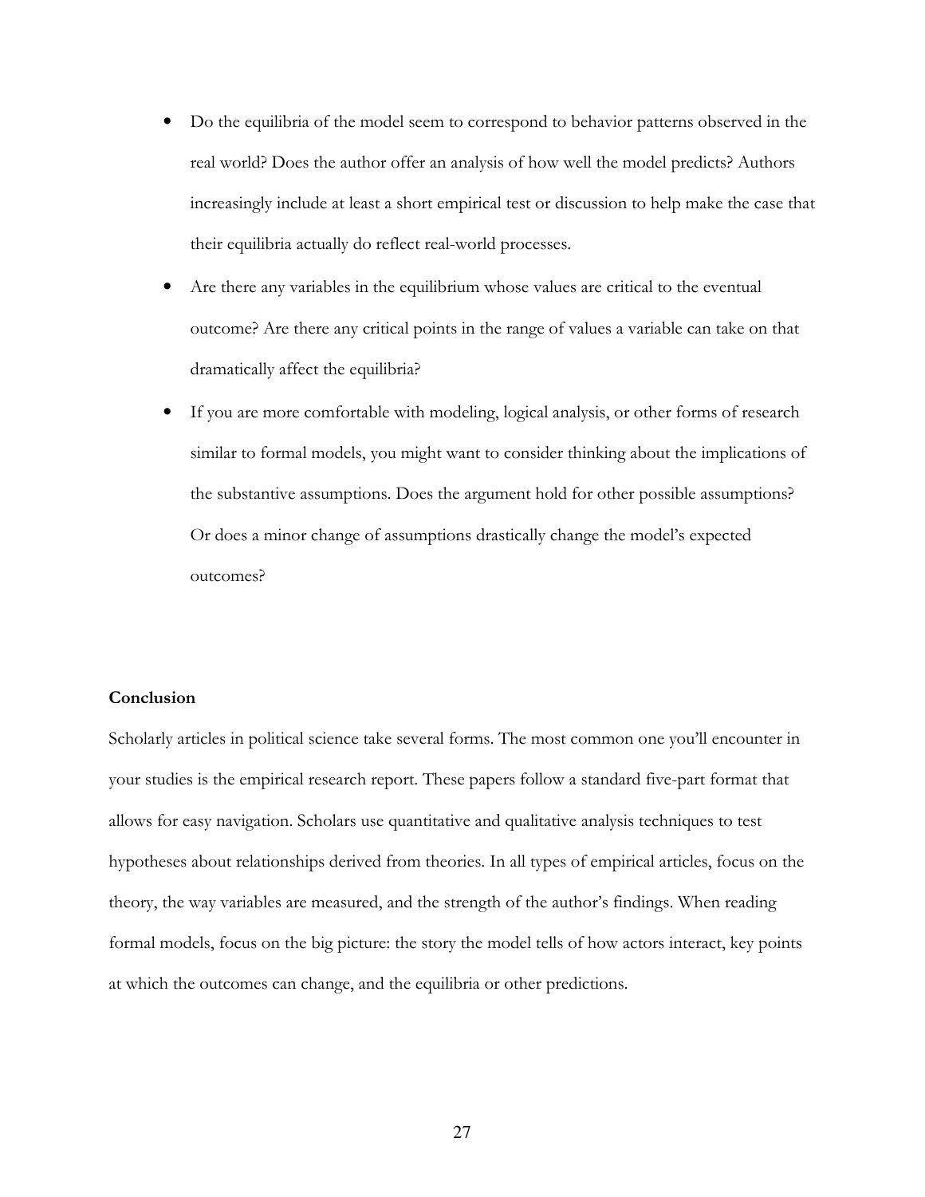- Do the equilibria of the model seem to correspond to behavior patterns observed in the real world? Does the author offer an analysis of how well the model predicts? Authors increasingly include at least a short empirical test or discussion to help make the case that their equilibria actually do reflect real-world processes.
- Are there any variables in the equilibrium whose values are critical to the eventual outcome? Are there any critical points in the range of values a variable can take on that dramatically affect the equilibria?
- If you are more comfortable with modeling, logical analysis, or other forms of research similar to formal models, you might want to consider thinking about the implications of the substantive assumptions. Does the argument hold for other possible assumptions? Or does a minor change of assumptions drastically change the model's expected outcomes?

**Conclusion**

Scholarly articles in political science take several forms. The most common one you'll encounter in your studies is the empirical research report. These papers follow a standard five-part format that allows for easy navigation. Scholars use quantitative and qualitative analysis techniques to test hypotheses about relationships derived from theories. In all types of empirical articles, focus on the theory, the way variables are measured, and the strength of the author's findings. When reading formal models, focus on the big picture: the story the model tells of how actors interact, key points at which the outcomes can change, and the equilibria or other predictions.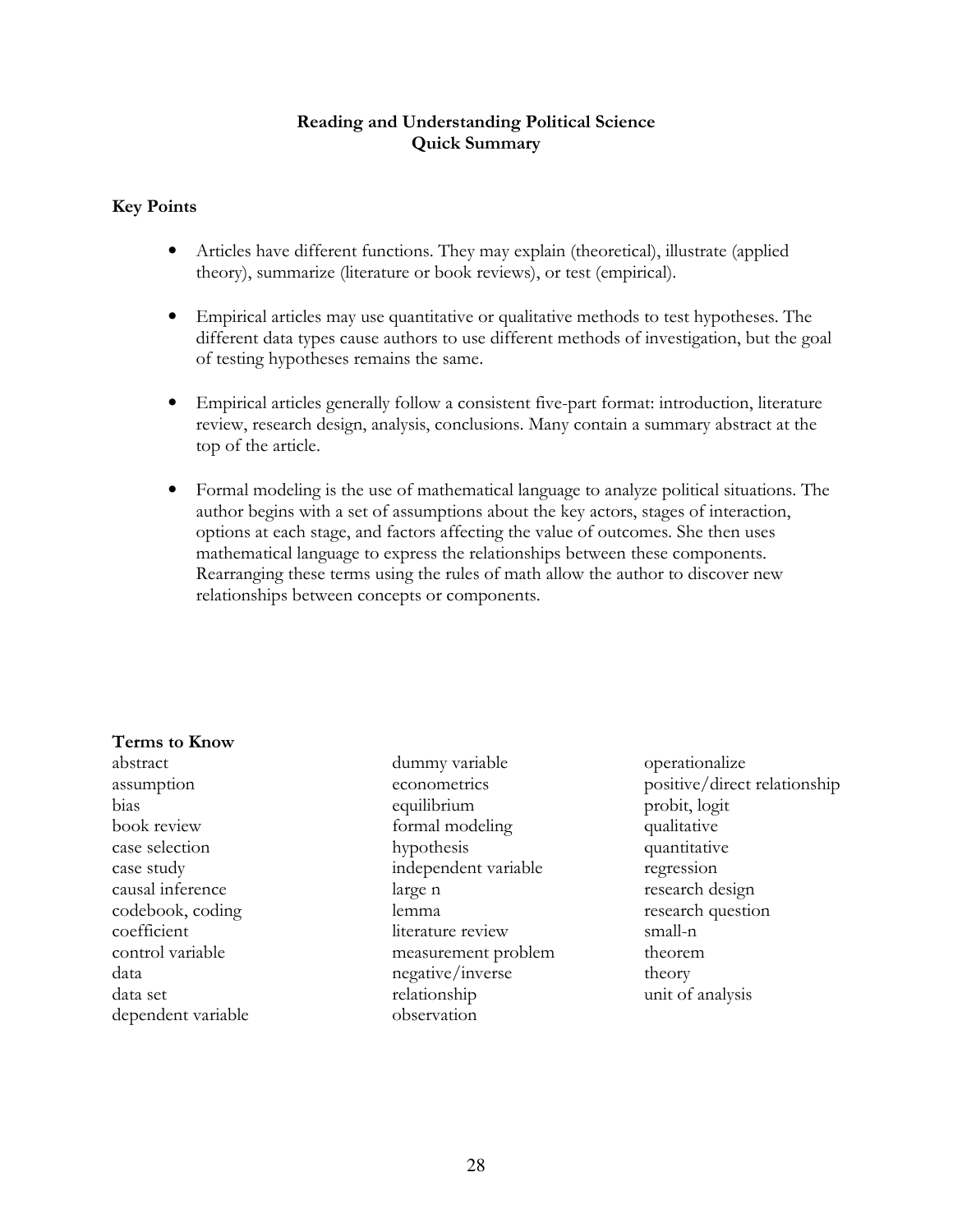# Reading and Understanding Political Science
## Quick Summary

### Key Points

- Articles have different functions. They may explain (theoretical), illustrate (applied theory), summarize (literature or book reviews), or test (empirical).

- Empirical articles may use quantitative or qualitative methods to test hypotheses. The different data types cause authors to use different methods of investigation, but the goal of testing hypotheses remains the same.

- Empirical articles generally follow a consistent five-part format: introduction, literature review, research design, analysis, conclusions. Many contain a summary abstract at the top of the article.

- Formal modeling is the use of mathematical language to analyze political situations. The author begins with a set of assumptions about the key actors, stages of interaction, options at each stage, and factors affecting the value of outcomes. She then uses mathematical language to express the relationships between these components. Rearranging these terms using the rules of math allow the author to discover new relationships between concepts or components.

### Terms to Know

abstract
assumption
bias
book review
case selection
case study
causal inference
codebook, coding
coefficient
control variable
data
data set
dependent variable
dummy variable
econometrics
equilibrium
formal modeling
hypothesis
independent variable
large n
lemma
literature review
measurement problem
negative/inverse relationship
observation
operationalize
positive/direct relationship
probit, logit
qualitative
quantitative
regression
research design
research question
small-n
theorem
theory
unit of analysis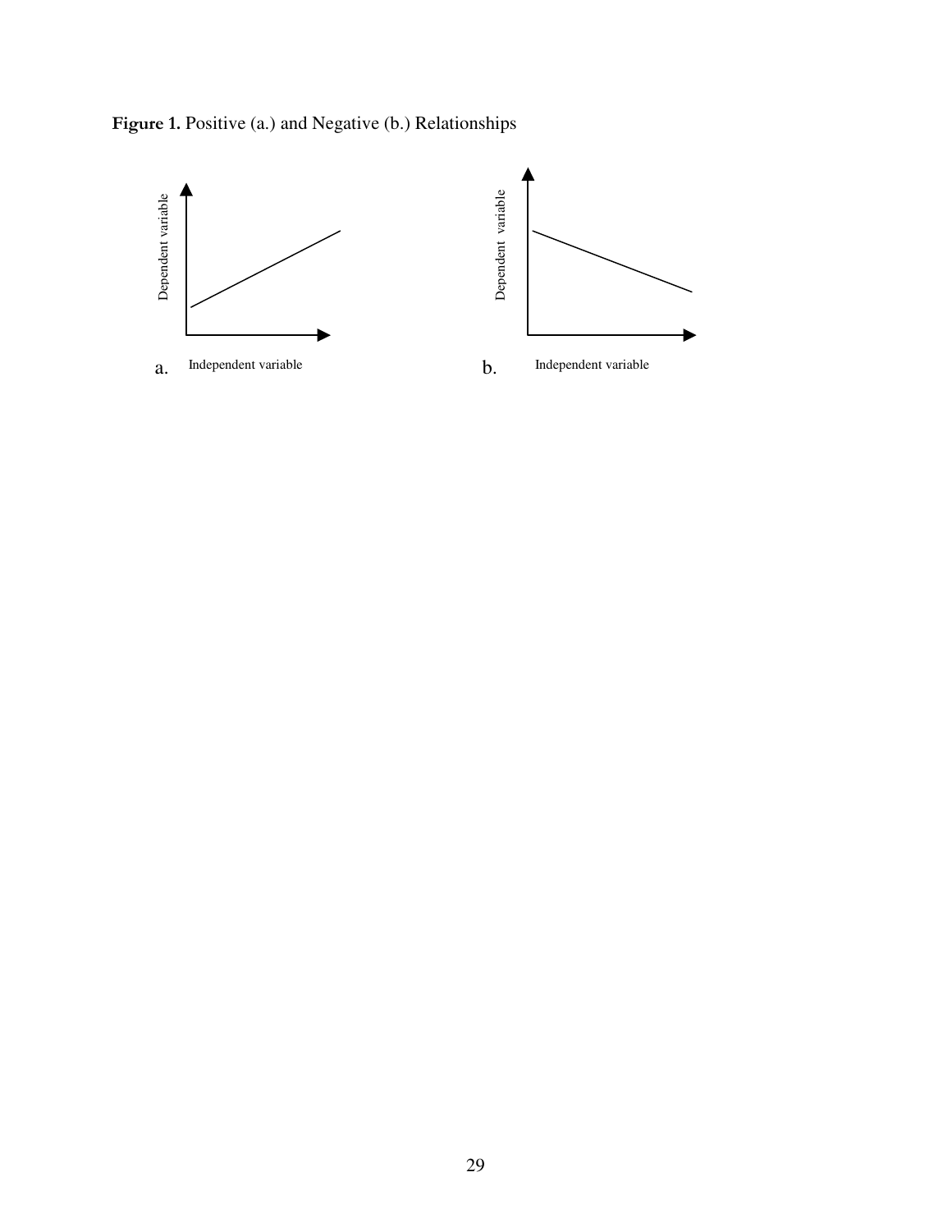**Figure 1.** Positive (a.) and Negative (b.) Relationships

a. Independent variable / Dependent variable

b. Independent variable / Dependent variable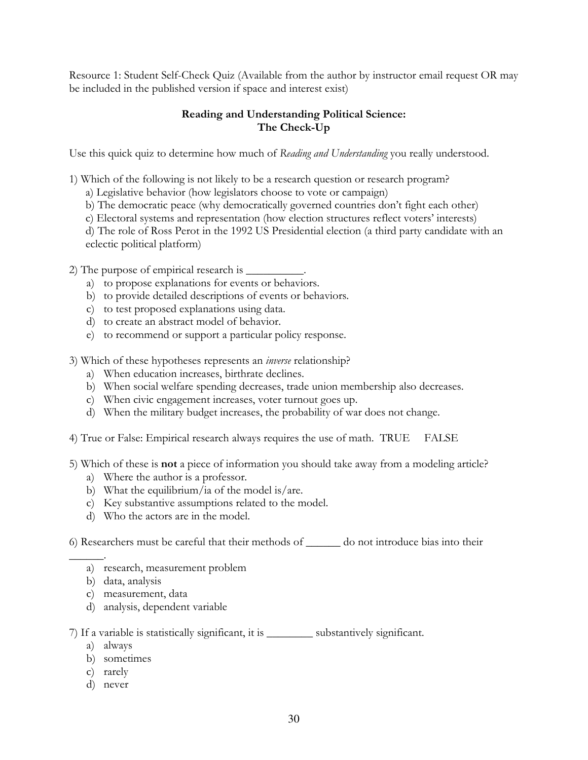Resource 1: Student Self-Check Quiz (Available from the author by instructor email request OR may be included in the published version if space and interest exist)

## Reading and Understanding Political Science: The Check-Up

Use this quick quiz to determine how much of *Reading and Understanding* you really understood.

1) Which of the following is not likely to be a research question or research program?
   a) Legislative behavior (how legislators choose to vote or campaign)
   b) The democratic peace (why democratically governed countries don't fight each other)
   c) Electoral systems and representation (how election structures reflect voters' interests)
   d) The role of Ross Perot in the 1992 US Presidential election (a third party candidate with an eclectic political platform)

2) The purpose of empirical research is __________.
   a) to propose explanations for events or behaviors.
   b) to provide detailed descriptions of events or behaviors.
   c) to test proposed explanations using data.
   d) to create an abstract model of behavior.
   e) to recommend or support a particular policy response.

3) Which of these hypotheses represents an *inverse* relationship?
   a) When education increases, birthrate declines.
   b) When social welfare spending decreases, trade union membership also decreases.
   c) When civic engagement increases, voter turnout goes up.
   d) When the military budget increases, the probability of war does not change.

4) True or False: Empirical research always requires the use of math. TRUE FALSE

5) Which of these is **not** a piece of information you should take away from a modeling article?
   a) Where the author is a professor.
   b) What the equilibrium/ia of the model is/are.
   c) Key substantive assumptions related to the model.
   d) Who the actors are in the model.

6) Researchers must be careful that their methods of ______ do not introduce bias into their ______.
   a) research, measurement problem
   b) data, analysis
   c) measurement, data
   d) analysis, dependent variable

7) If a variable is statistically significant, it is ________ substantively significant.
   a) always
   b) sometimes
   c) rarely
   d) never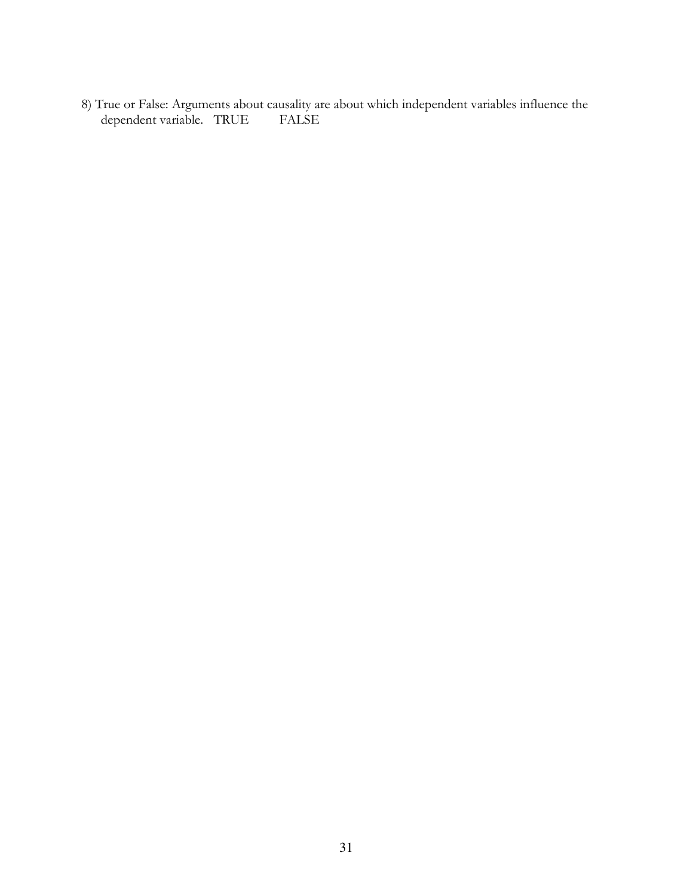8) True or False: Arguments about causality are about which independent variables influence the dependent variable.   TRUE         FALSE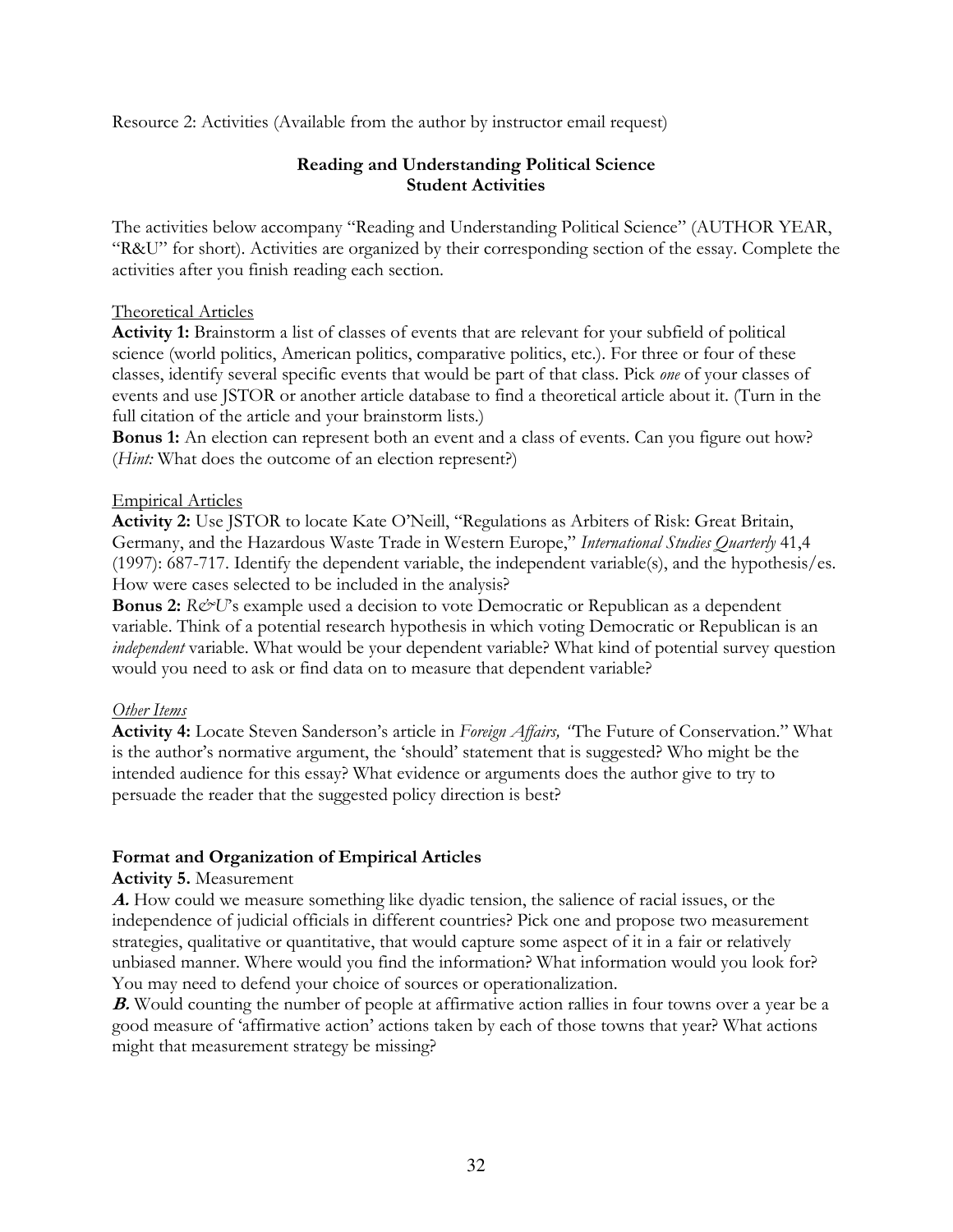Resource 2: Activities (Available from the author by instructor email request)

**Reading and Understanding Political Science**
**Student Activities**

The activities below accompany "Reading and Understanding Political Science" (AUTHOR YEAR, "R&U" for short). Activities are organized by their corresponding section of the essay. Complete the activities after you finish reading each section.

Theoretical Articles

**Activity 1:** Brainstorm a list of classes of events that are relevant for your subfield of political science (world politics, American politics, comparative politics, etc.). For three or four of these classes, identify several specific events that would be part of that class. Pick *one* of your classes of events and use JSTOR or another article database to find a theoretical article about it. (Turn in the full citation of the article and your brainstorm lists.)

**Bonus 1:** An election can represent both an event and a class of events. Can you figure out how? (*Hint:* What does the outcome of an election represent?)

Empirical Articles

**Activity 2:** Use JSTOR to locate Kate O'Neill, "Regulations as Arbiters of Risk: Great Britain, Germany, and the Hazardous Waste Trade in Western Europe," *International Studies Quarterly* 41,4 (1997): 687-717. Identify the dependent variable, the independent variable(s), and the hypothesis/es. How were cases selected to be included in the analysis?

**Bonus 2:** *R&U*'s example used a decision to vote Democratic or Republican as a dependent variable. Think of a potential research hypothesis in which voting Democratic or Republican is an *independent* variable. What would be your dependent variable? What kind of potential survey question would you need to ask or find data on to measure that dependent variable?

*Other Items*

**Activity 4:** Locate Steven Sanderson's article in *Foreign Affairs,* "The Future of Conservation." What is the author's normative argument, the 'should' statement that is suggested? Who might be the intended audience for this essay? What evidence or arguments does the author give to try to persuade the reader that the suggested policy direction is best?

**Format and Organization of Empirical Articles**

**Activity 5.** Measurement

***A.*** How could we measure something like dyadic tension, the salience of racial issues, or the independence of judicial officials in different countries? Pick one and propose two measurement strategies, qualitative or quantitative, that would capture some aspect of it in a fair or relatively unbiased manner. Where would you find the information? What information would you look for? You may need to defend your choice of sources or operationalization.

***B.*** Would counting the number of people at affirmative action rallies in four towns over a year be a good measure of 'affirmative action' actions taken by each of those towns that year? What actions might that measurement strategy be missing?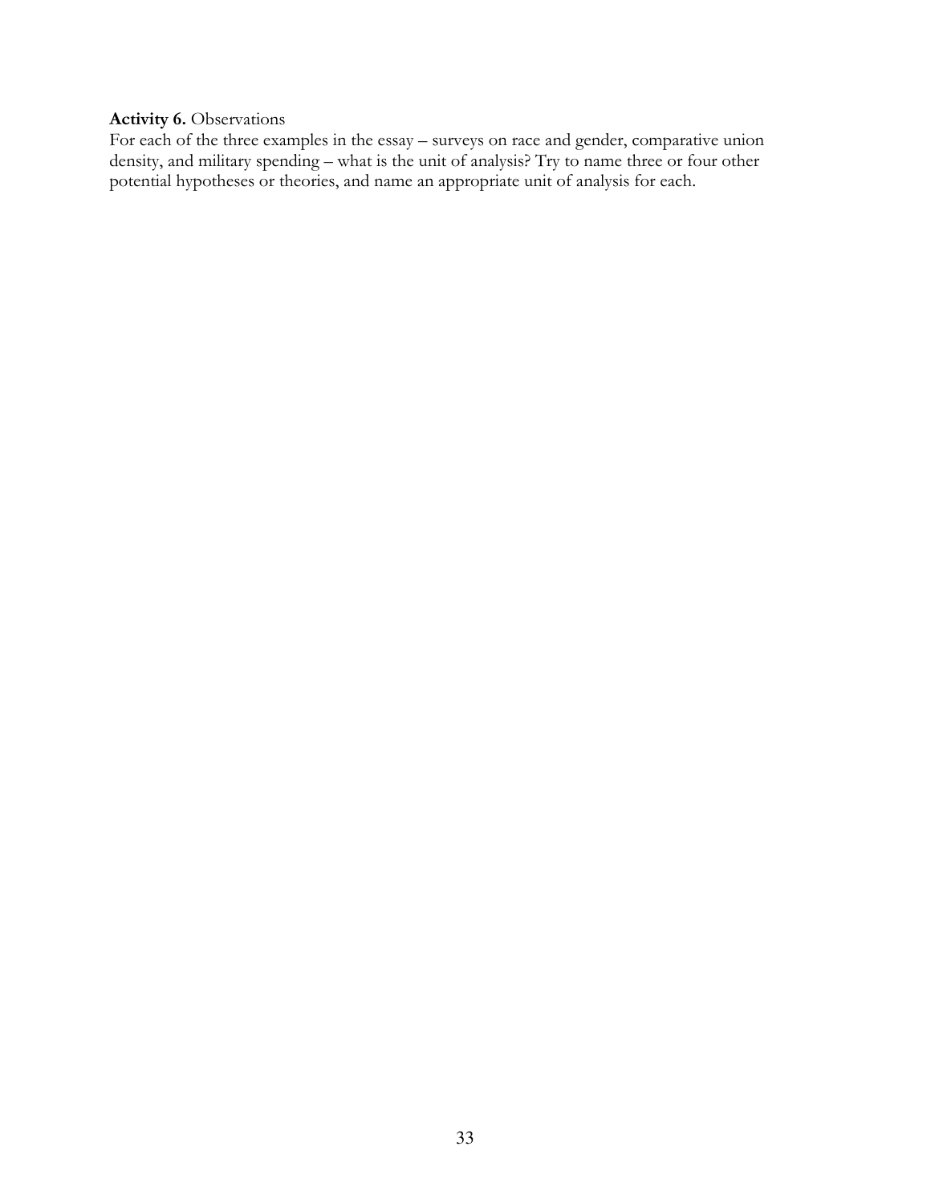**Activity 6.** Observations

For each of the three examples in the essay – surveys on race and gender, comparative union density, and military spending – what is the unit of analysis? Try to name three or four other potential hypotheses or theories, and name an appropriate unit of analysis for each.